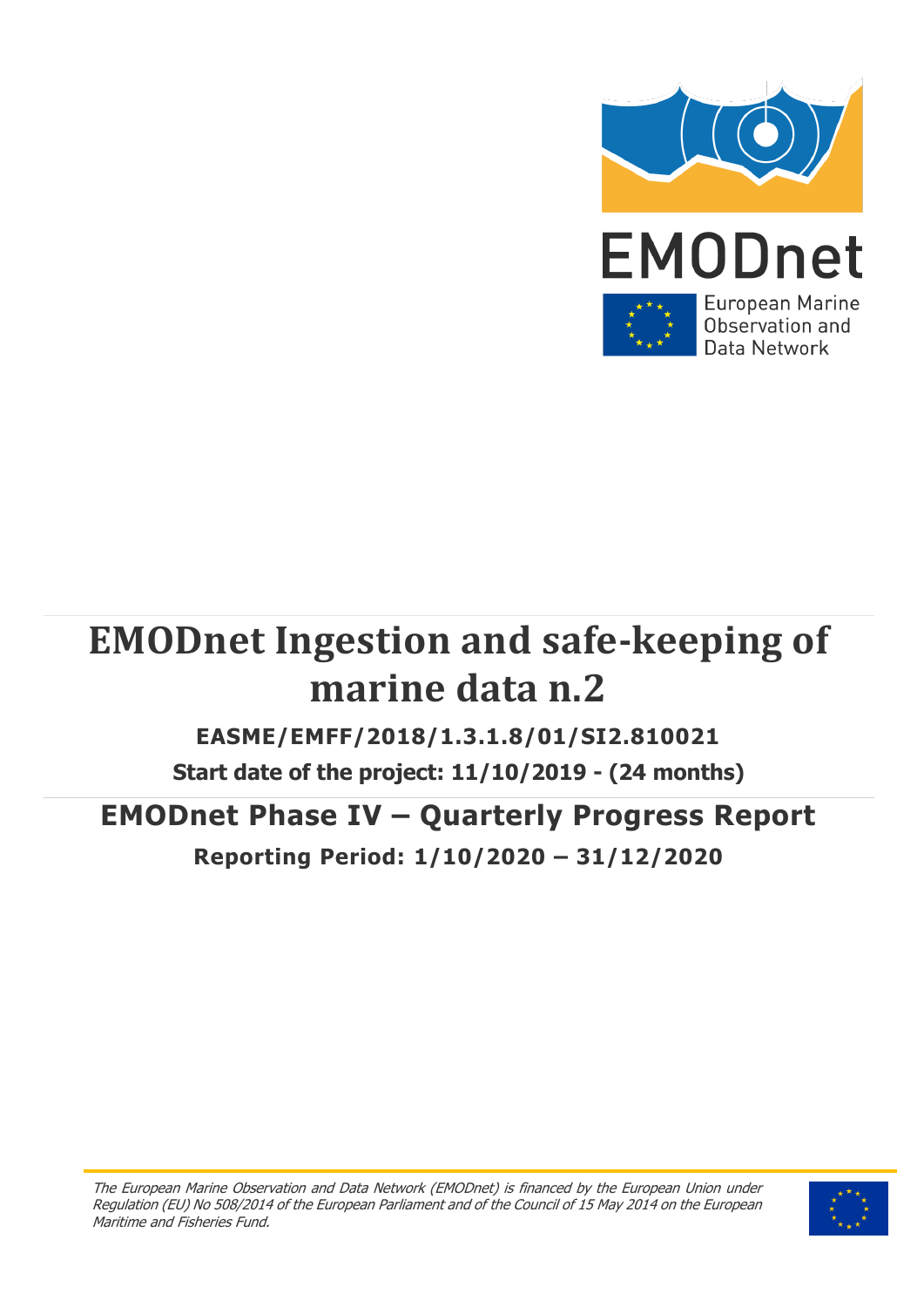EMODnet

European Marine Observation and Data Network

# EMODnet Ingestion and safe-keeping of marine data n.2

**EASME/EMFF/2018/1.3.1.8/01/SI2.810021**

**Start date of the project: 11/10/2019 - (24 months)**

## EMODnet Phase IV – Quarterly Progress Report

**Reporting Period: 1/10/2020 – 31/12/2020**

*The European Marine Observation and Data Network (EMODnet) is financed by the European Union under Regulation (EU) No 508/2014 of the European Parliament and of the Council of 15 May 2014 on the European Maritime and Fisheries Fund.*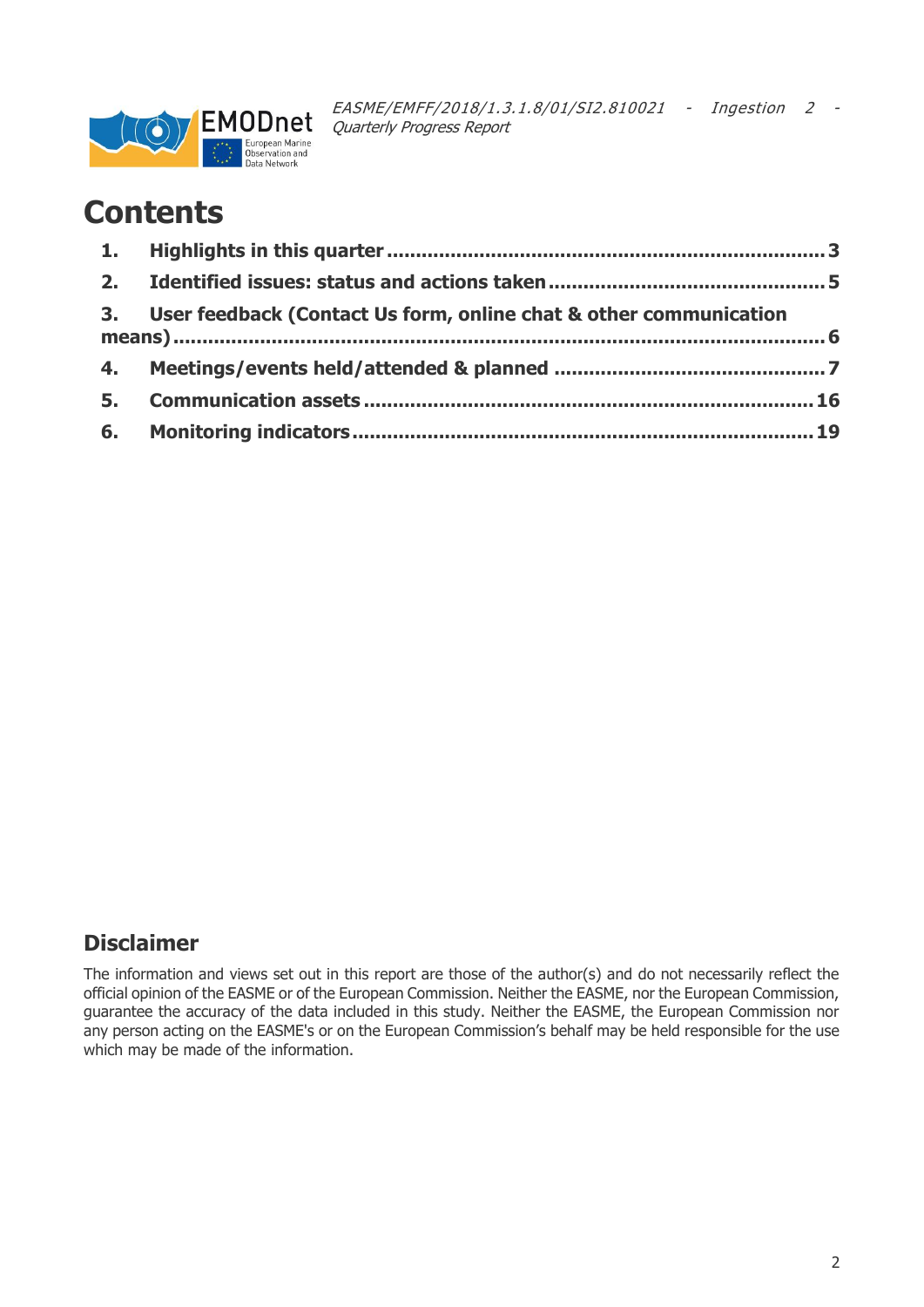# Contents

1. **Highlights in this quarter** ........ 3
2. **Identified issues: status and actions taken** ........ 5
3. **User feedback (Contact Us form, online chat & other communication means)** ........ 6
4. **Meetings/events held/attended & planned** ........ 7
5. **Communication assets** ........ 16
6. **Monitoring indicators** ........ 19

## Disclaimer

The information and views set out in this report are those of the author(s) and do not necessarily reflect the official opinion of the EASME or of the European Commission. Neither the EASME, nor the European Commission, guarantee the accuracy of the data included in this study. Neither the EASME, the European Commission nor any person acting on the EASME's or on the European Commission's behalf may be held responsible for the use which may be made of the information.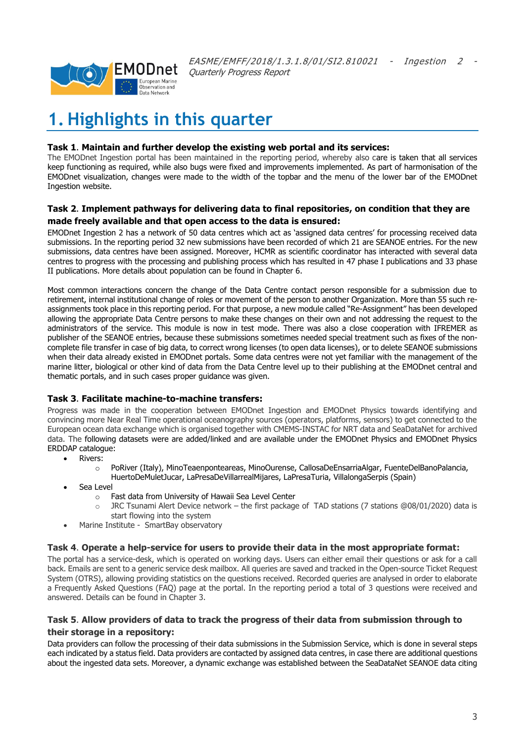# 1. Highlights in this quarter

**Task 1**. **Maintain and further develop the existing web portal and its services:**
The EMODnet Ingestion portal has been maintained in the reporting period, whereby also care is taken that all services keep functioning as required, while also bugs were fixed and improvements implemented. As part of harmonisation of the EMODnet visualization, changes were made to the width of the topbar and the menu of the lower bar of the EMODnet Ingestion website.

**Task 2**. **Implement pathways for delivering data to final repositories, on condition that they are made freely available and that open access to the data is ensured:**
EMODnet Ingestion 2 has a network of 50 data centres which act as 'assigned data centres' for processing received data submissions. In the reporting period 32 new submissions have been recorded of which 21 are SEANOE entries. For the new submissions, data centres have been assigned. Moreover, HCMR as scientific coordinator has interacted with several data centres to progress with the processing and publishing process which has resulted in 47 phase I publications and 33 phase II publications. More details about population can be found in Chapter 6.

Most common interactions concern the change of the Data Centre contact person responsible for a submission due to retirement, internal institutional change of roles or movement of the person to another Organization. More than 55 such re-assignments took place in this reporting period. For that purpose, a new module called "Re-Assignment" has been developed allowing the appropriate Data Centre persons to make these changes on their own and not addressing the request to the administrators of the service. This module is now in test mode. There was also a close cooperation with IFREMER as publisher of the SEANOE entries, because these submissions sometimes needed special treatment such as fixes of the non-complete file transfer in case of big data, to correct wrong licenses (to open data licenses), or to delete SEANOE submissions when their data already existed in EMODnet portals. Some data centres were not yet familiar with the management of the marine litter, biological or other kind of data from the Data Centre level up to their publishing at the EMODnet central and thematic portals, and in such cases proper guidance was given.

**Task 3**. **Facilitate machine-to-machine transfers:**
Progress was made in the cooperation between EMODnet Ingestion and EMODnet Physics towards identifying and convincing more Near Real Time operational oceanography sources (operators, platforms, sensors) to get connected to the European ocean data exchange which is organised together with CMEMS-INSTAC for NRT data and SeaDataNet for archived data. The following datasets were are added/linked and are available under the EMODnet Physics and EMODnet Physics ERDDAP catalogue:

- Rivers:
  - PoRiver (Italy), MinoTeaenpontaeareas, MinoOurense, CallosaDeEnsarriaAlgar, FuenteDelBanoPalancia, HuertoDeMuletJucar, LaPresaDeVillarrealMijares, LaPresaTuria, VillalongaSerpis (Spain)
- Sea Level
  - Fast data from University of Hawaii Sea Level Center
  - JRC Tsunami Alert Device network – the first package of TAD stations (7 stations @08/01/2020) data is start flowing into the system
- Marine Institute - SmartBay observatory

**Task 4**. **Operate a help-service for users to provide their data in the most appropriate format:**
The portal has a service-desk, which is operated on working days. Users can either email their questions or ask for a call back. Emails are sent to a generic service desk mailbox. All queries are saved and tracked in the Open-source Ticket Request System (OTRS), allowing providing statistics on the questions received. Recorded queries are analysed in order to elaborate a Frequently Asked Questions (FAQ) page at the portal. In the reporting period a total of 3 questions were received and answered. Details can be found in Chapter 3.

**Task 5**. **Allow providers of data to track the progress of their data from submission through to their storage in a repository:**
Data providers can follow the processing of their data submissions in the Submission Service, which is done in several steps each indicated by a status field. Data providers are contacted by assigned data centres, in case there are additional questions about the ingested data sets. Moreover, a dynamic exchange was established between the SeaDataNet SEANOE data citing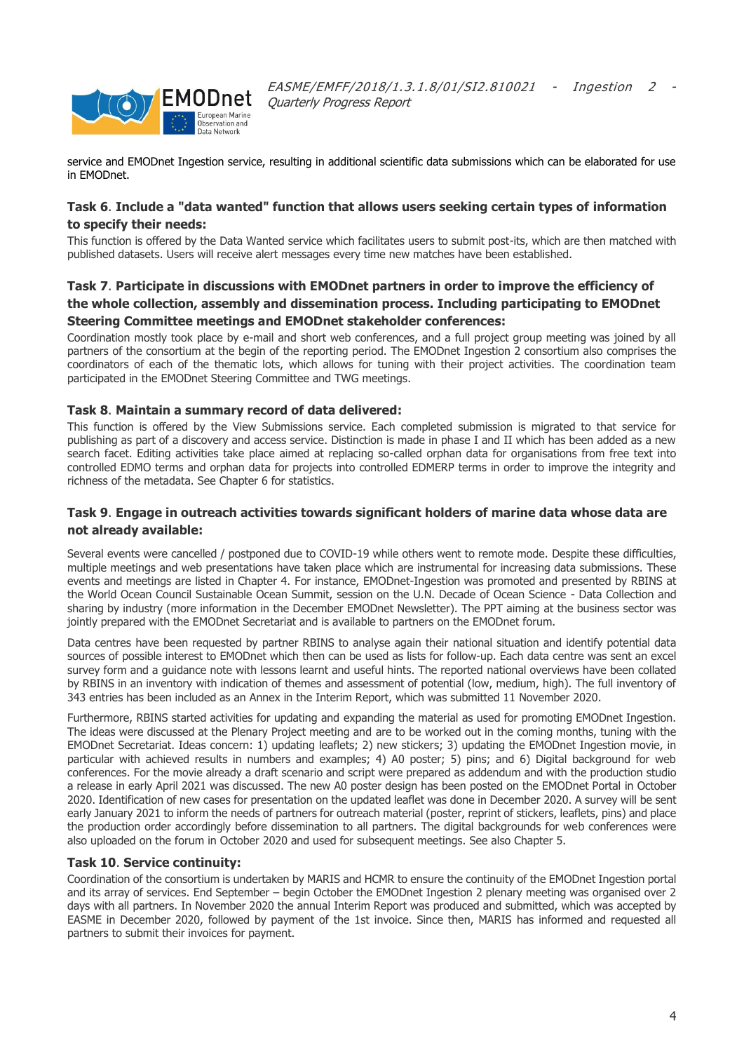service and EMODnet Ingestion service, resulting in additional scientific data submissions which can be elaborated for use in EMODnet.

### Task 6. Include a "data wanted" function that allows users seeking certain types of information to specify their needs:

This function is offered by the Data Wanted service which facilitates users to submit post-its, which are then matched with published datasets. Users will receive alert messages every time new matches have been established.

### Task 7. Participate in discussions with EMODnet partners in order to improve the efficiency of the whole collection, assembly and dissemination process. Including participating to EMODnet Steering Committee meetings and EMODnet stakeholder conferences:

Coordination mostly took place by e-mail and short web conferences, and a full project group meeting was joined by all partners of the consortium at the begin of the reporting period. The EMODnet Ingestion 2 consortium also comprises the coordinators of each of the thematic lots, which allows for tuning with their project activities. The coordination team participated in the EMODnet Steering Committee and TWG meetings.

### Task 8. Maintain a summary record of data delivered:

This function is offered by the View Submissions service. Each completed submission is migrated to that service for publishing as part of a discovery and access service. Distinction is made in phase I and II which has been added as a new search facet. Editing activities take place aimed at replacing so-called orphan data for organisations from free text into controlled EDMO terms and orphan data for projects into controlled EDMERP terms in order to improve the integrity and richness of the metadata. See Chapter 6 for statistics.

### Task 9. Engage in outreach activities towards significant holders of marine data whose data are not already available:

Several events were cancelled / postponed due to COVID-19 while others went to remote mode. Despite these difficulties, multiple meetings and web presentations have taken place which are instrumental for increasing data submissions. These events and meetings are listed in Chapter 4. For instance, EMODnet-Ingestion was promoted and presented by RBINS at the World Ocean Council Sustainable Ocean Summit, session on the U.N. Decade of Ocean Science - Data Collection and sharing by industry (more information in the December EMODnet Newsletter). The PPT aiming at the business sector was jointly prepared with the EMODnet Secretariat and is available to partners on the EMODnet forum.

Data centres have been requested by partner RBINS to analyse again their national situation and identify potential data sources of possible interest to EMODnet which then can be used as lists for follow-up. Each data centre was sent an excel survey form and a guidance note with lessons learnt and useful hints. The reported national overviews have been collated by RBINS in an inventory with indication of themes and assessment of potential (low, medium, high). The full inventory of 343 entries has been included as an Annex in the Interim Report, which was submitted 11 November 2020.

Furthermore, RBINS started activities for updating and expanding the material as used for promoting EMODnet Ingestion. The ideas were discussed at the Plenary Project meeting and are to be worked out in the coming months, tuning with the EMODnet Secretariat. Ideas concern: 1) updating leaflets; 2) new stickers; 3) updating the EMODnet Ingestion movie, in particular with achieved results in numbers and examples; 4) A0 poster; 5) pins; and 6) Digital background for web conferences. For the movie already a draft scenario and script were prepared as addendum and with the production studio a release in early April 2021 was discussed. The new A0 poster design has been posted on the EMODnet Portal in October 2020. Identification of new cases for presentation on the updated leaflet was done in December 2020. A survey will be sent early January 2021 to inform the needs of partners for outreach material (poster, reprint of stickers, leaflets, pins) and place the production order accordingly before dissemination to all partners. The digital backgrounds for web conferences were also uploaded on the forum in October 2020 and used for subsequent meetings. See also Chapter 5.

### Task 10. Service continuity:

Coordination of the consortium is undertaken by MARIS and HCMR to ensure the continuity of the EMODnet Ingestion portal and its array of services. End September – begin October the EMODnet Ingestion 2 plenary meeting was organised over 2 days with all partners. In November 2020 the annual Interim Report was produced and submitted, which was accepted by EASME in December 2020, followed by payment of the 1st invoice. Since then, MARIS has informed and requested all partners to submit their invoices for payment.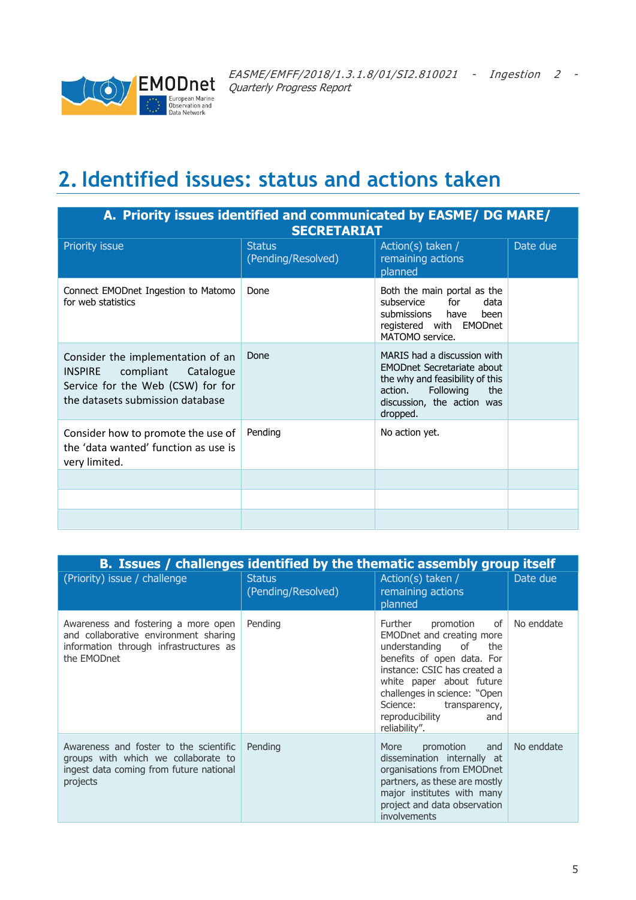# 2. Identified issues: status and actions taken

| A. Priority issues identified and communicated by EASME/ DG MARE/ SECRETARIAT | | | |
|---|---|---|---|
| Priority issue | Status (Pending/Resolved) | Action(s) taken / remaining actions planned | Date due |
| Connect EMODnet Ingestion to Matomo for web statistics | Done | Both the main portal as the subservice for data submissions have been registered with EMODnet MATOMO service. | |
| Consider the implementation of an INSPIRE compliant Catalogue Service for the Web (CSW) for for the datasets submission database | Done | MARIS had a discussion with EMODnet Secretariate about the why and feasibility of this action. Following the discussion, the action was dropped. | |
| Consider how to promote the use of the 'data wanted' function as use is very limited. | Pending | No action yet. | |
| | | | |
| | | | |
| | | | |

| B. Issues / challenges identified by the thematic assembly group itself | | | |
|---|---|---|---|
| (Priority) issue / challenge | Status (Pending/Resolved) | Action(s) taken / remaining actions planned | Date due |
| Awareness and fostering a more open and collaborative environment sharing information through infrastructures as the EMODnet | Pending | Further promotion of EMODnet and creating more understanding of the benefits of open data. For instance: CSIC has created a white paper about future challenges in science: "Open Science: transparency, reproducibility and reliability". | No enddate |
| Awareness and foster to the scientific groups with which we collaborate to ingest data coming from future national projects | Pending | More promotion and dissemination internally at organisations from EMODnet partners, as these are mostly major institutes with many project and data observation involvements | No enddate |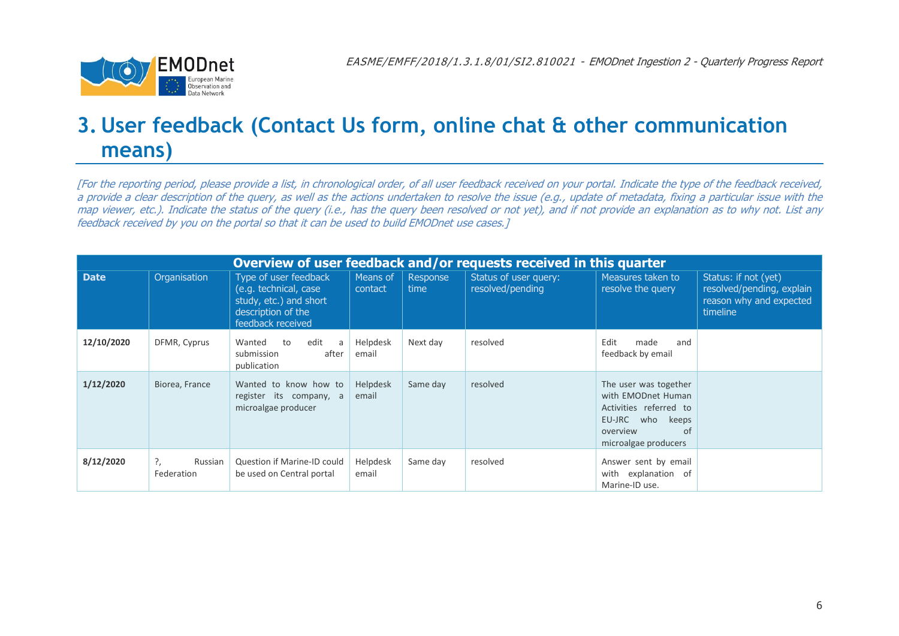# 3. User feedback (Contact Us form, online chat & other communication means)

*[For the reporting period, please provide a list, in chronological order, of all user feedback received on your portal. Indicate the type of the feedback received, a provide a clear description of the query, as well as the actions undertaken to resolve the issue (e.g., update of metadata, fixing a particular issue with the map viewer, etc.). Indicate the status of the query (i.e., has the query been resolved or not yet), and if not provide an explanation as to why not. List any feedback received by you on the portal so that it can be used to build EMODnet use cases.]*

| **Overview of user feedback and/or requests received in this quarter** | | | | | | | |
|---|---|---|---|---|---|---|---|
| **Date** | Organisation | Type of user feedback (e.g. technical, case study, etc.) and short description of the feedback received | Means of contact | Response time | Status of user query: resolved/pending | Measures taken to resolve the query | Status: if not (yet) resolved/pending, explain reason why and expected timeline |
| **12/10/2020** | DFMR, Cyprus | Wanted to edit a submission after publication | Helpdesk email | Next day | resolved | Edit made and feedback by email | |
| **1/12/2020** | Biorea, France | Wanted to know how to register its company, a microalgae producer | Helpdesk email | Same day | resolved | The user was together with EMODnet Human Activities referred to EU-JRC who keeps overview of microalgae producers | |
| **8/12/2020** | ?, Russian Federation | Question if Marine-ID could be used on Central portal | Helpdesk email | Same day | resolved | Answer sent by email with explanation of Marine-ID use. | |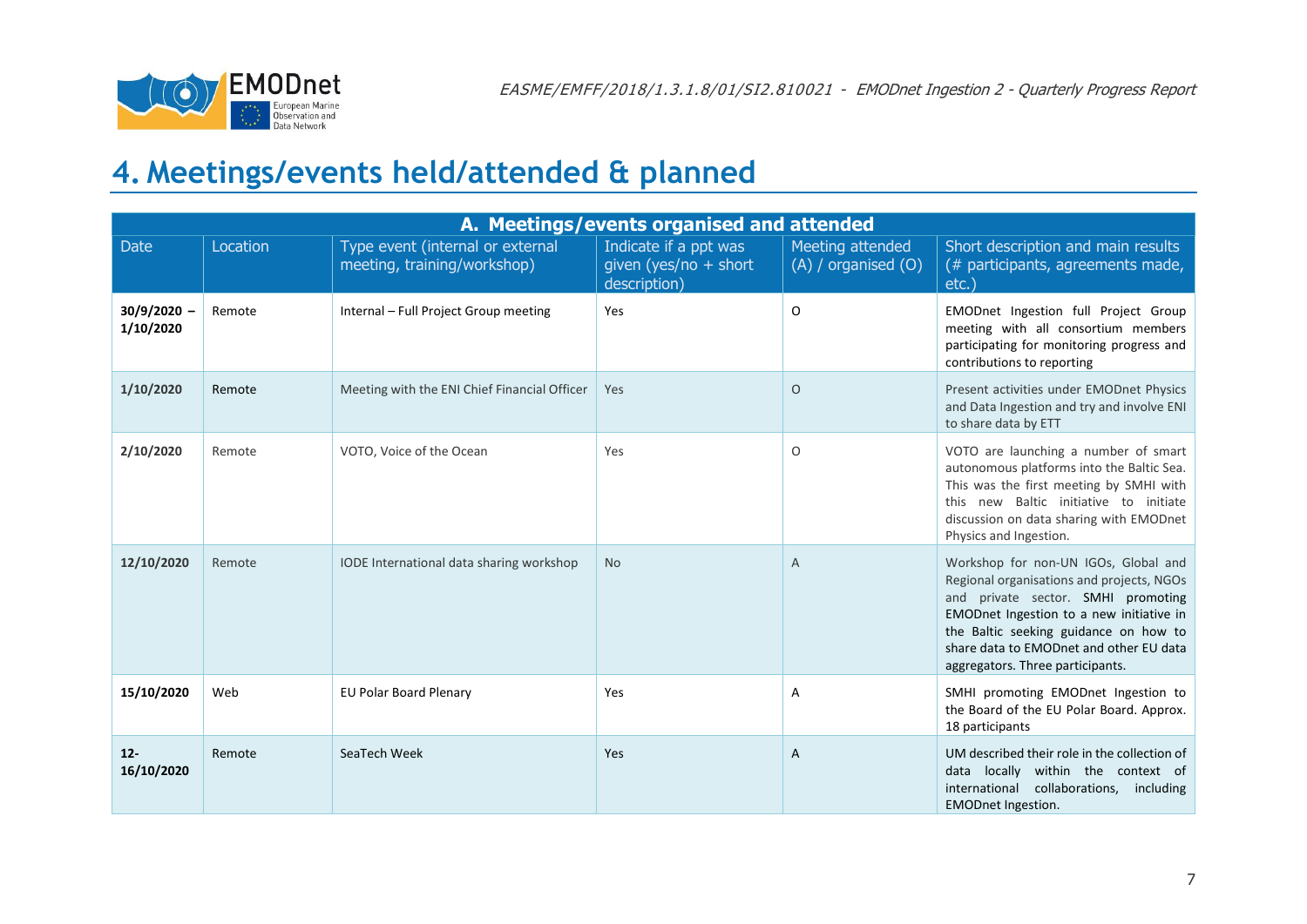# 4. Meetings/events held/attended & planned

| A. Meetings/events organised and attended | | | | | |
|---|---|---|---|---|---|
| Date | Location | Type event (internal or external meeting, training/workshop) | Indicate if a ppt was given (yes/no + short description) | Meeting attended (A) / organised (O) | Short description and main results (# participants, agreements made, etc.) |
| **30/9/2020 – 1/10/2020** | Remote | Internal – Full Project Group meeting | Yes | O | EMODnet Ingestion full Project Group meeting with all consortium members participating for monitoring progress and contributions to reporting |
| **1/10/2020** | Remote | Meeting with the ENI Chief Financial Officer | Yes | O | Present activities under EMODnet Physics and Data Ingestion and try and involve ENI to share data by ETT |
| **2/10/2020** | Remote | VOTO, Voice of the Ocean | Yes | O | VOTO are launching a number of smart autonomous platforms into the Baltic Sea. This was the first meeting by SMHI with this new Baltic initiative to initiate discussion on data sharing with EMODnet Physics and Ingestion. |
| **12/10/2020** | Remote | IODE International data sharing workshop | No | A | Workshop for non-UN IGOs, Global and Regional organisations and projects, NGOs and private sector. SMHI promoting EMODnet Ingestion to a new initiative in the Baltic seeking guidance on how to share data to EMODnet and other EU data aggregators. Three participants. |
| **15/10/2020** | Web | EU Polar Board Plenary | Yes | A | SMHI promoting EMODnet Ingestion to the Board of the EU Polar Board. Approx. 18 participants |
| **12-16/10/2020** | Remote | SeaTech Week | Yes | A | UM described their role in the collection of data locally within the context of international collaborations, including EMODnet Ingestion. |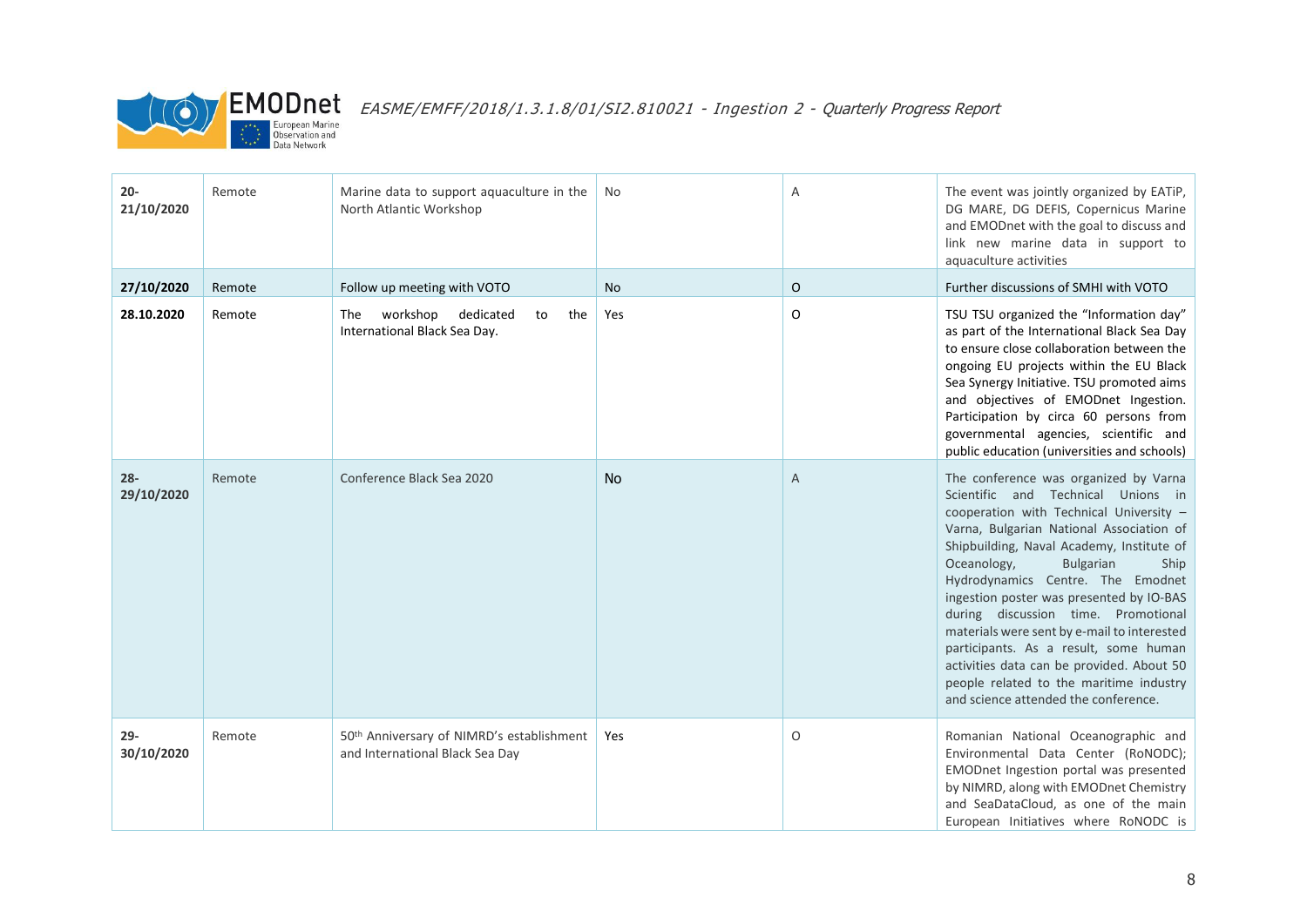| | | | | | |
|---|---|---|---|---|---|
| **20-21/10/2020** | Remote | Marine data to support aquaculture in the North Atlantic Workshop | No | A | The event was jointly organized by EATiP, DG MARE, DG DEFIS, Copernicus Marine and EMODnet with the goal to discuss and link new marine data in support to aquaculture activities |
| **27/10/2020** | Remote | Follow up meeting with VOTO | No | O | Further discussions of SMHI with VOTO |
| **28.10.2020** | Remote | The workshop dedicated to the International Black Sea Day. | Yes | O | TSU TSU organized the “Information day” as part of the International Black Sea Day to ensure close collaboration between the ongoing EU projects within the EU Black Sea Synergy Initiative. TSU promoted aims and objectives of EMODnet Ingestion. Participation by circa 60 persons from governmental agencies, scientific and public education (universities and schools) |
| **28-29/10/2020** | Remote | Conference Black Sea 2020 | No | A | The conference was organized by Varna Scientific and Technical Unions in cooperation with Technical University – Varna, Bulgarian National Association of Shipbuilding, Naval Academy, Institute of Oceanology, Bulgarian Ship Hydrodynamics Centre. The Emodnet ingestion poster was presented by IO-BAS during discussion time. Promotional materials were sent by e-mail to interested participants. As a result, some human activities data can be provided. About 50 people related to the maritime industry and science attended the conference. |
| **29-30/10/2020** | Remote | 50th Anniversary of NIMRD’s establishment and International Black Sea Day | Yes | O | Romanian National Oceanographic and Environmental Data Center (RoNODC); EMODnet Ingestion portal was presented by NIMRD, along with EMODnet Chemistry and SeaDataCloud, as one of the main European Initiatives where RoNODC is |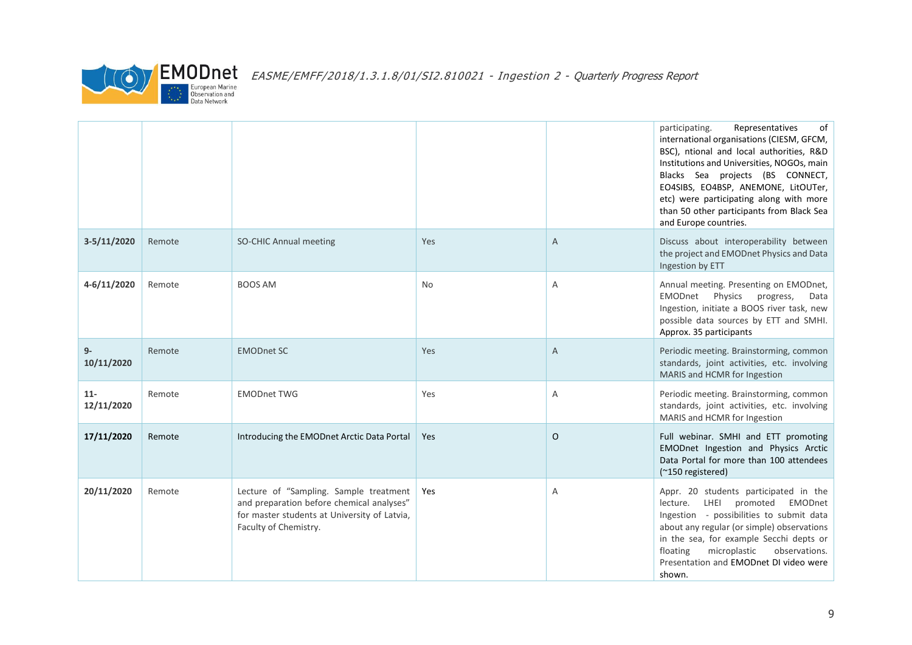| | | | | | |
|---|---|---|---|---|---|
| | | | | | participating. Representatives of international organisations (CIESM, GFCM, BSC), ntional and local authorities, R&D Institutions and Universities, NOGOs, main Blacks Sea projects (BS CONNECT, EO4SIBS, EO4BSP, ANEMONE, LitOUTer, etc) were participating along with more than 50 other participants from Black Sea and Europe countries. |
| **3-5/11/2020** | Remote | SO-CHIC Annual meeting | Yes | A | Discuss about interoperability between the project and EMODnet Physics and Data Ingestion by ETT |
| **4-6/11/2020** | Remote | BOOS AM | No | A | Annual meeting. Presenting on EMODnet, EMODnet Physics progress, Data Ingestion, initiate a BOOS river task, new possible data sources by ETT and SMHI. Approx. 35 participants |
| **9-10/11/2020** | Remote | EMODnet SC | Yes | A | Periodic meeting. Brainstorming, common standards, joint activities, etc. involving MARIS and HCMR for Ingestion |
| **11-12/11/2020** | Remote | EMODnet TWG | Yes | A | Periodic meeting. Brainstorming, common standards, joint activities, etc. involving MARIS and HCMR for Ingestion |
| **17/11/2020** | Remote | Introducing the EMODnet Arctic Data Portal | Yes | O | Full webinar. SMHI and ETT promoting EMODnet Ingestion and Physics Arctic Data Portal for more than 100 attendees (~150 registered) |
| **20/11/2020** | Remote | Lecture of "Sampling. Sample treatment and preparation before chemical analyses" for master students at University of Latvia, Faculty of Chemistry. | Yes | A | Appr. 20 students participated in the lecture. LHEI promoted EMODnet Ingestion - possibilities to submit data about any regular (or simple) observations in the sea, for example Secchi depts or floating microplastic observations. Presentation and EMODnet DI video were shown. |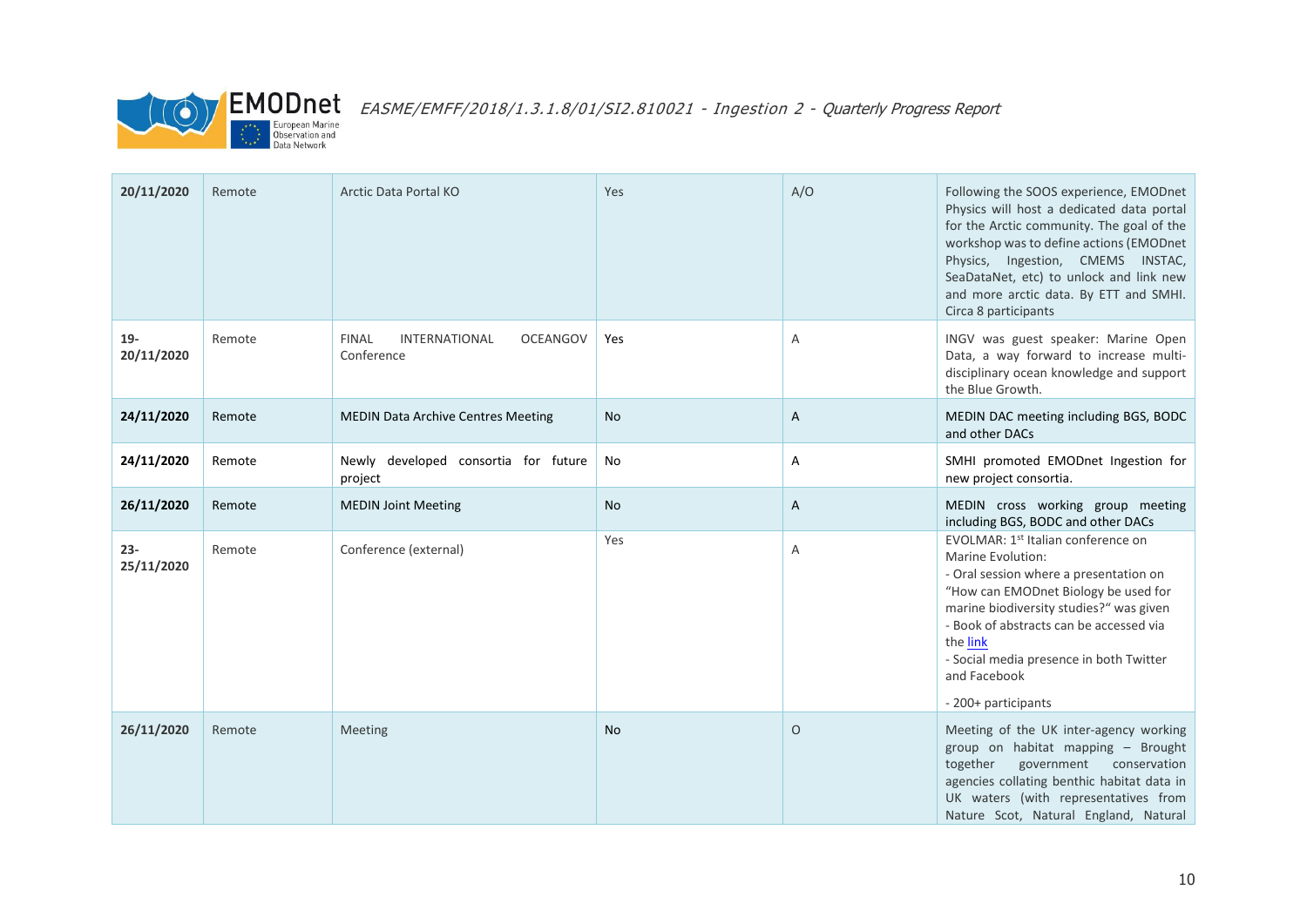| 20/11/2020 | Remote | Arctic Data Portal KO | Yes | A/O | Following the SOOS experience, EMODnet Physics will host a dedicated data portal for the Arctic community. The goal of the workshop was to define actions (EMODnet Physics, Ingestion, CMEMS INSTAC, SeaDataNet, etc) to unlock and link new and more arctic data. By ETT and SMHI. Circa 8 participants |
|---|---|---|---|---|---|
| 19-20/11/2020 | Remote | FINAL INTERNATIONAL OCEANGOV Conference | Yes | A | INGV was guest speaker: Marine Open Data, a way forward to increase multi-disciplinary ocean knowledge and support the Blue Growth. |
| 24/11/2020 | Remote | MEDIN Data Archive Centres Meeting | No | A | MEDIN DAC meeting including BGS, BODC and other DACs |
| 24/11/2020 | Remote | Newly developed consortia for future project | No | A | SMHI promoted EMODnet Ingestion for new project consortia. |
| 26/11/2020 | Remote | MEDIN Joint Meeting | No | A | MEDIN cross working group meeting including BGS, BODC and other DACs |
| 23-25/11/2020 | Remote | Conference (external) | Yes | A | EVOLMAR: 1st Italian conference on Marine Evolution:<br>- Oral session where a presentation on "How can EMODnet Biology be used for marine biodiversity studies?" was given<br>- Book of abstracts can be accessed via the link<br>- Social media presence in both Twitter and Facebook<br>- 200+ participants |
| 26/11/2020 | Remote | Meeting | No | O | Meeting of the UK inter-agency working group on habitat mapping – Brought together government conservation agencies collating benthic habitat data in UK waters (with representatives from Nature Scot, Natural England, Natural |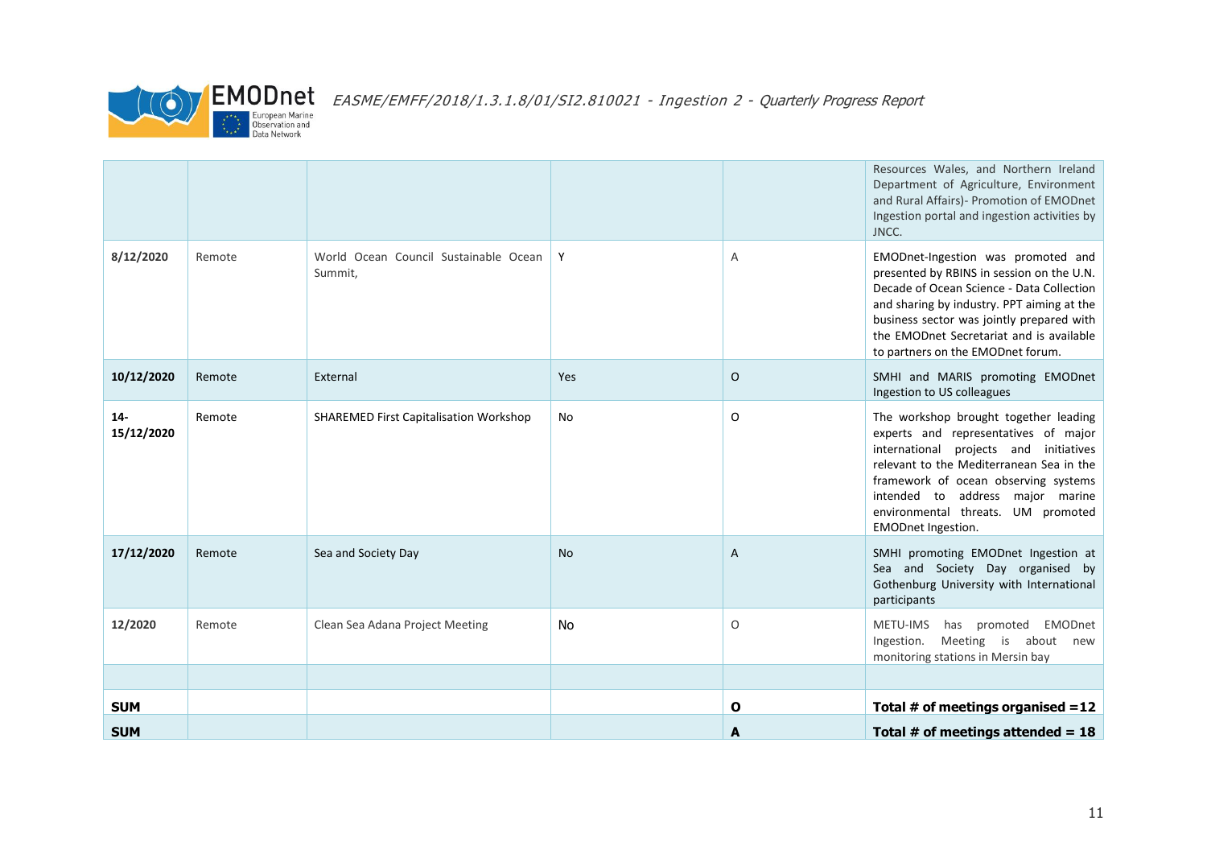| | | | | | |
|---|---|---|---|---|---|
| | | | | | Resources Wales, and Northern Ireland Department of Agriculture, Environment and Rural Affairs)- Promotion of EMODnet Ingestion portal and ingestion activities by JNCC. |
| **8/12/2020** | Remote | World Ocean Council Sustainable Ocean Summit, | Y | A | EMODnet-Ingestion was promoted and presented by RBINS in session on the U.N. Decade of Ocean Science - Data Collection and sharing by industry. PPT aiming at the business sector was jointly prepared with the EMODnet Secretariat and is available to partners on the EMODnet forum. |
| **10/12/2020** | Remote | External | Yes | O | SMHI and MARIS promoting EMODnet Ingestion to US colleagues |
| **14-15/12/2020** | Remote | SHAREMED First Capitalisation Workshop | No | O | The workshop brought together leading experts and representatives of major international projects and initiatives relevant to the Mediterranean Sea in the framework of ocean observing systems intended to address major marine environmental threats. UM promoted EMODnet Ingestion. |
| **17/12/2020** | Remote | Sea and Society Day | No | A | SMHI promoting EMODnet Ingestion at Sea and Society Day organised by Gothenburg University with International participants |
| **12/2020** | Remote | Clean Sea Adana Project Meeting | No | O | METU-IMS has promoted EMODnet Ingestion. Meeting is about new monitoring stations in Mersin bay |
| | | | | | |
| **SUM** | | | | **O** | **Total # of meetings organised =12** |
| **SUM** | | | | **A** | **Total # of meetings attended = 18** |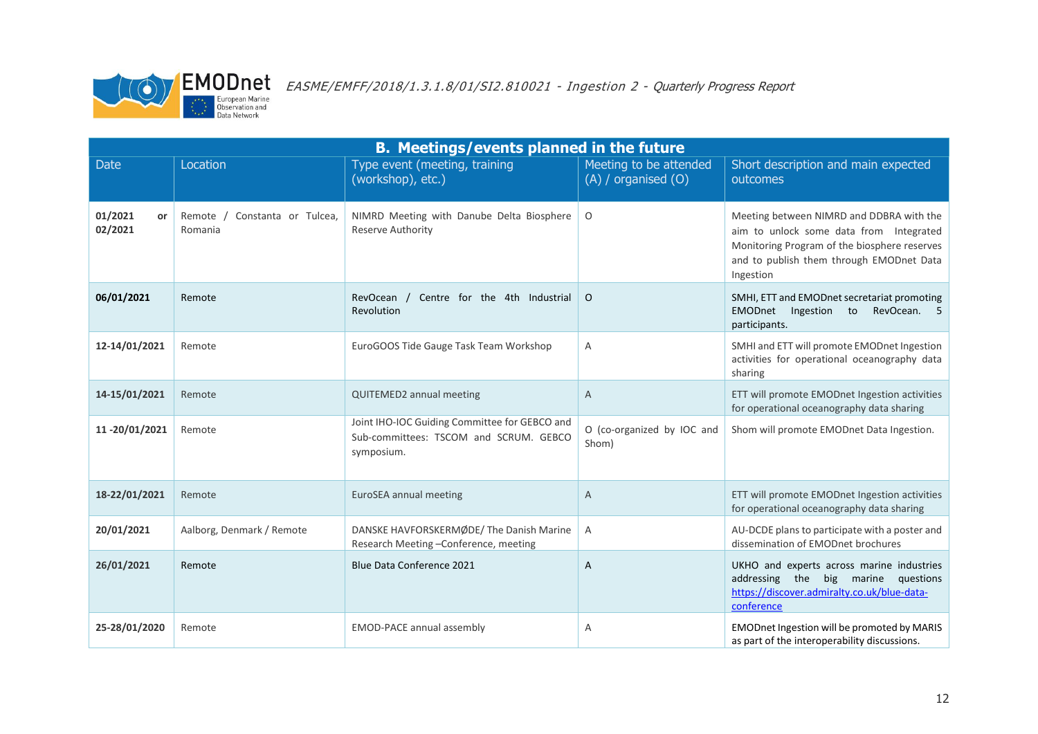| **B. Meetings/events planned in the future** | | | | |
|---|---|---|---|---|
| Date | Location | Type event (meeting, training (workshop), etc.) | Meeting to be attended (A) / organised (O) | Short description and main expected outcomes |
| **01/2021 or 02/2021** | Remote / Constanta or Tulcea, Romania | NIMRD Meeting with Danube Delta Biosphere Reserve Authority | O | Meeting between NIMRD and DDBRA with the aim to unlock some data from Integrated Monitoring Program of the biosphere reserves and to publish them through EMODnet Data Ingestion |
| **06/01/2021** | Remote | RevOcean / Centre for the 4th Industrial Revolution | O | SMHI, ETT and EMODnet secretariat promoting EMODnet Ingestion to RevOcean. 5 participants. |
| **12-14/01/2021** | Remote | EuroGOOS Tide Gauge Task Team Workshop | A | SMHI and ETT will promote EMODnet Ingestion activities for operational oceanography data sharing |
| **14-15/01/2021** | Remote | QUITEMED2 annual meeting | A | ETT will promote EMODnet Ingestion activities for operational oceanography data sharing |
| **11 -20/01/2021** | Remote | Joint IHO-IOC Guiding Committee for GEBCO and Sub-committees: TSCOM and SCRUM. GEBCO symposium. | O (co-organized by IOC and Shom) | Shom will promote EMODnet Data Ingestion. |
| **18-22/01/2021** | Remote | EuroSEA annual meeting | A | ETT will promote EMODnet Ingestion activities for operational oceanography data sharing |
| **20/01/2021** | Aalborg, Denmark / Remote | DANSKE HAVFORSKERMØDE/ The Danish Marine Research Meeting –Conference, meeting | A | AU-DCDE plans to participate with a poster and dissemination of EMODnet brochures |
| **26/01/2021** | Remote | Blue Data Conference 2021 | A | UKHO and experts across marine industries addressing the big marine questions [https://discover.admiralty.co.uk/blue-data-conference](https://discover.admiralty.co.uk/blue-data-conference) |
| **25-28/01/2020** | Remote | EMOD-PACE annual assembly | A | EMODnet Ingestion will be promoted by MARIS as part of the interoperability discussions. |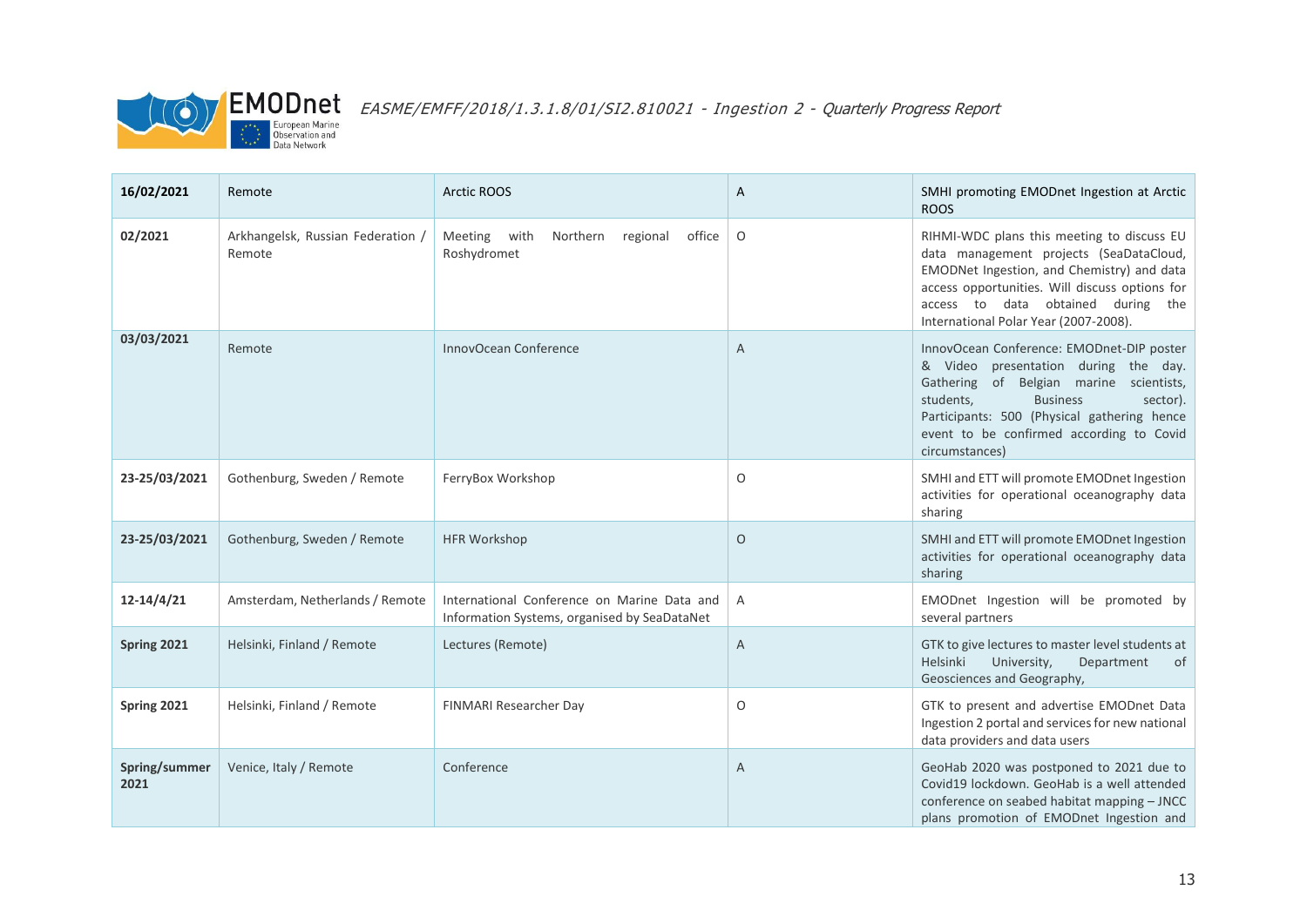| | | | | |
|---|---|---|---|---|
| **16/02/2021** | Remote | Arctic ROOS | A | SMHI promoting EMODnet Ingestion at Arctic ROOS |
| **02/2021** | Arkhangelsk, Russian Federation / Remote | Meeting with Northern regional office Roshydromet | O | RIHMI-WDC plans this meeting to discuss EU data management projects (SeaDataCloud, EMODNet Ingestion, and Chemistry) and data access opportunities. Will discuss options for access to data obtained during the International Polar Year (2007-2008). |
| **03/03/2021** | Remote | InnovOcean Conference | A | InnovOcean Conference: EMODnet-DIP poster & Video presentation during the day. Gathering of Belgian marine scientists, students, Business sector). Participants: 500 (Physical gathering hence event to be confirmed according to Covid circumstances) |
| **23-25/03/2021** | Gothenburg, Sweden / Remote | FerryBox Workshop | O | SMHI and ETT will promote EMODnet Ingestion activities for operational oceanography data sharing |
| **23-25/03/2021** | Gothenburg, Sweden / Remote | HFR Workshop | O | SMHI and ETT will promote EMODnet Ingestion activities for operational oceanography data sharing |
| **12-14/4/21** | Amsterdam, Netherlands / Remote | International Conference on Marine Data and Information Systems, organised by SeaDataNet | A | EMODnet Ingestion will be promoted by several partners |
| **Spring 2021** | Helsinki, Finland / Remote | Lectures (Remote) | A | GTK to give lectures to master level students at Helsinki University, Department of Geosciences and Geography, |
| **Spring 2021** | Helsinki, Finland / Remote | FINMARI Researcher Day | O | GTK to present and advertise EMODnet Data Ingestion 2 portal and services for new national data providers and data users |
| **Spring/summer 2021** | Venice, Italy / Remote | Conference | A | GeoHab 2020 was postponed to 2021 due to Covid19 lockdown. GeoHab is a well attended conference on seabed habitat mapping – JNCC plans promotion of EMODnet Ingestion and |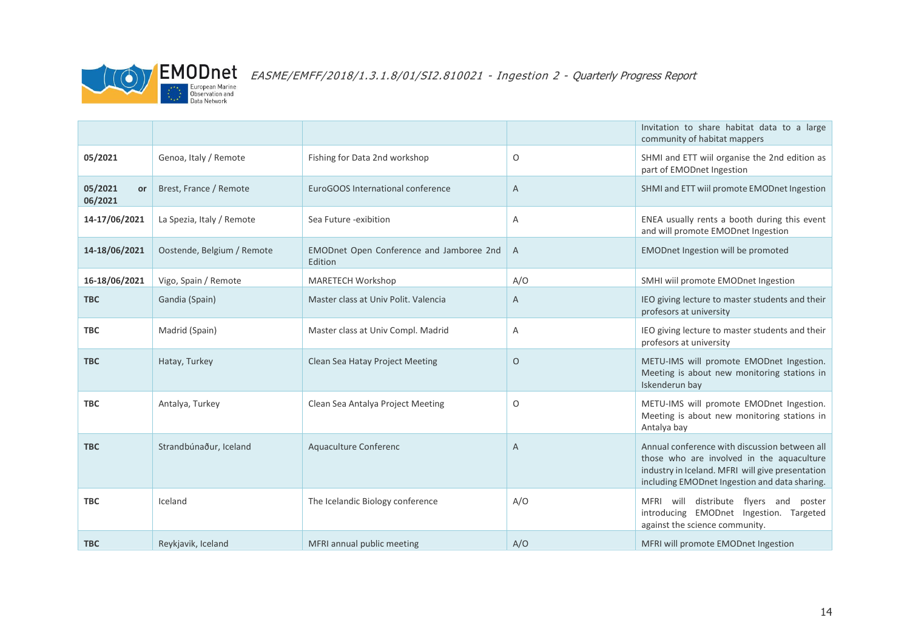|  |  |  |  | Invitation to share habitat data to a large community of habitat mappers |
|---|---|---|---|---|
| **05/2021** | Genoa, Italy / Remote | Fishing for Data 2nd workshop | O | SHMI and ETT wiil organise the 2nd edition as part of EMODnet Ingestion |
| **05/2021 or 06/2021** | Brest, France / Remote | EuroGOOS International conference | A | SHMI and ETT wiil promote EMODnet Ingestion |
| **14-17/06/2021** | La Spezia, Italy / Remote | Sea Future -exibition | A | ENEA usually rents a booth during this event and will promote EMODnet Ingestion |
| **14-18/06/2021** | Oostende, Belgium / Remote | EMODnet Open Conference and Jamboree 2nd Edition | A | EMODnet Ingestion will be promoted |
| **16-18/06/2021** | Vigo, Spain / Remote | MARETECH Workshop | A/O | SMHI wiil promote EMODnet Ingestion |
| **TBC** | Gandia (Spain) | Master class at Univ Polit. Valencia | A | IEO giving lecture to master students and their profesors at university |
| **TBC** | Madrid (Spain) | Master class at Univ Compl. Madrid | A | IEO giving lecture to master students and their profesors at university |
| **TBC** | Hatay, Turkey | Clean Sea Hatay Project Meeting | O | METU-IMS will promote EMODnet Ingestion. Meeting is about new monitoring stations in Iskenderun bay |
| **TBC** | Antalya, Turkey | Clean Sea Antalya Project Meeting | O | METU-IMS will promote EMODnet Ingestion. Meeting is about new monitoring stations in Antalya bay |
| **TBC** | Strandbúnaður, Iceland | Aquaculture Conferenc | A | Annual conference with discussion between all those who are involved in the aquaculture industry in Iceland. MFRI will give presentation including EMODnet Ingestion and data sharing. |
| **TBC** | Iceland | The Icelandic Biology conference | A/O | MFRI will distribute flyers and poster introducing EMODnet Ingestion. Targeted against the science community. |
| **TBC** | Reykjavik, Iceland | MFRI annual public meeting | A/O | MFRI will promote EMODnet Ingestion |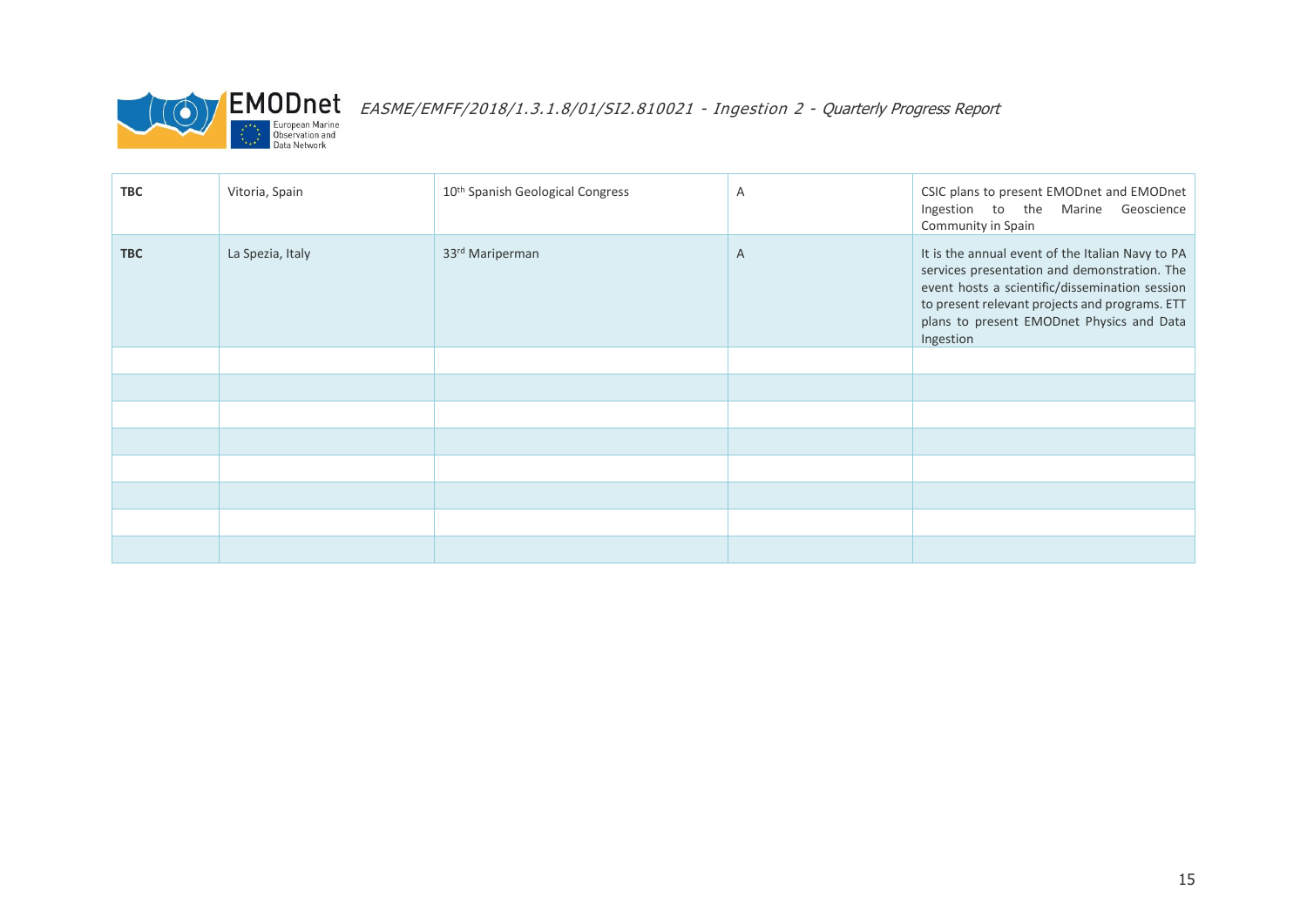| **TBC** | Vitoria, Spain | 10th Spanish Geological Congress | A | CSIC plans to present EMODnet and EMODnet Ingestion to the Marine Geoscience Community in Spain |
|---|---|---|---|---|
| **TBC** | La Spezia, Italy | 33rd Mariperman | A | It is the annual event of the Italian Navy to PA services presentation and demonstration. The event hosts a scientific/dissemination session to present relevant projects and programs. ETT plans to present EMODnet Physics and Data Ingestion |
| | | | | |
| | | | | |
| | | | | |
| | | | | |
| | | | | |
| | | | | |
| | | | | |
| | | | | |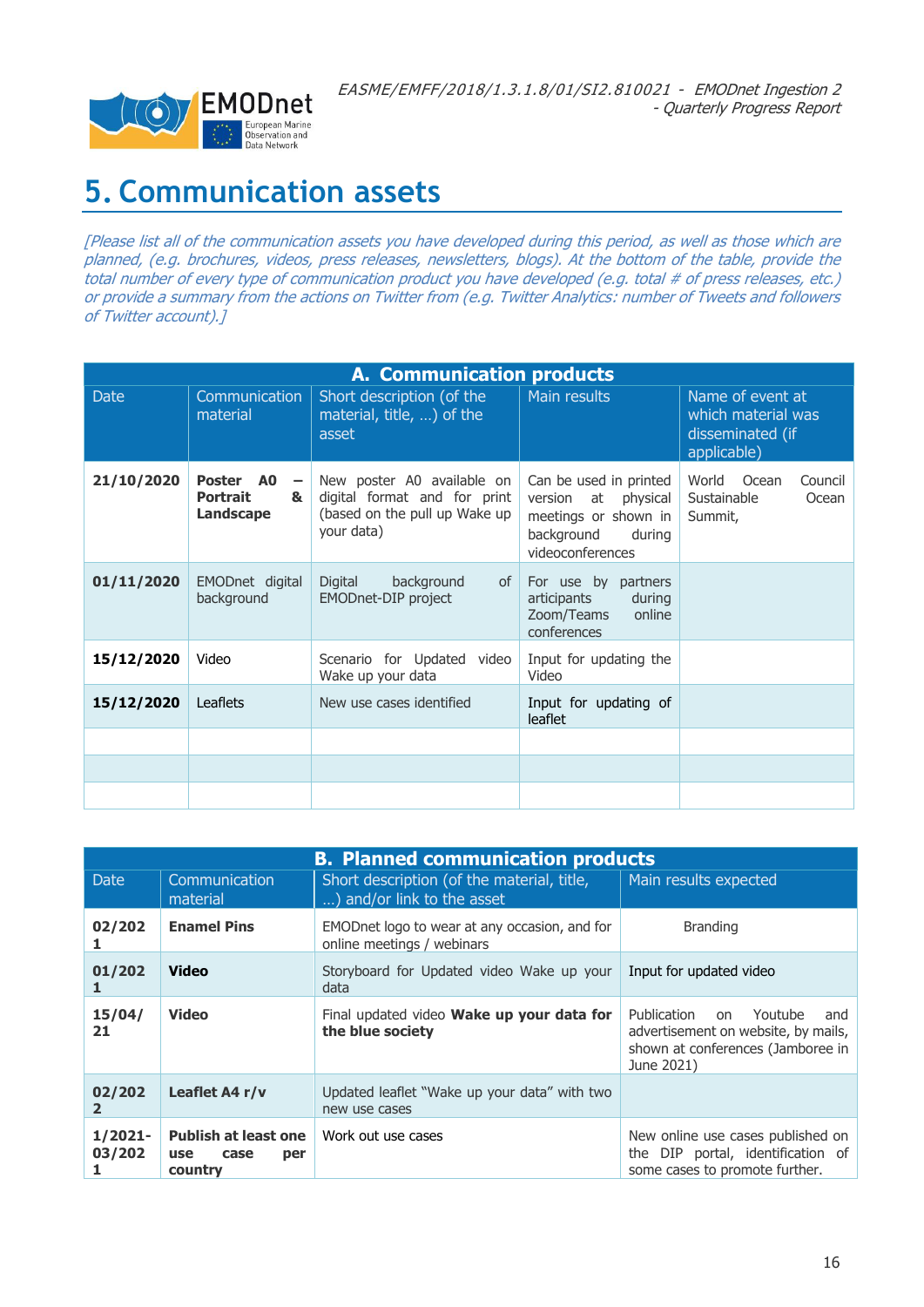# 5. Communication assets

*[Please list all of the communication assets you have developed during this period, as well as those which are planned, (e.g. brochures, videos, press releases, newsletters, blogs). At the bottom of the table, provide the total number of every type of communication product you have developed (e.g. total # of press releases, etc.) or provide a summary from the actions on Twitter from (e.g. Twitter Analytics: number of Tweets and followers of Twitter account).]*

| **A. Communication products** | | | | |
|---|---|---|---|---|
| Date | Communication material | Short description (of the material, title, …) of the asset | Main results | Name of event at which material was disseminated (if applicable) |
| **21/10/2020** | **Poster A0 – Portrait & Landscape** | New poster A0 available on digital format and for print (based on the pull up Wake up your data) | Can be used in printed version at physical meetings or shown in background during videoconferences | World Ocean Council Sustainable Ocean Summit, |
| **01/11/2020** | EMODnet digital background | Digital background of EMODnet-DIP project | For use by partners articipants during Zoom/Teams online conferences | |
| **15/12/2020** | Video | Scenario for Updated video Wake up your data | Input for updating the Video | |
| **15/12/2020** | Leaflets | New use cases identified | Input for updating of leaflet | |
| | | | | |
| | | | | |
| | | | | |

| **B. Planned communication products** | | | |
|---|---|---|---|
| Date | Communication material | Short description (of the material, title, …) and/or link to the asset | Main results expected |
| **02/2021** | **Enamel Pins** | EMODnet logo to wear at any occasion, and for online meetings / webinars | Branding |
| **01/2021** | **Video** | Storyboard for Updated video Wake up your data | Input for updated video |
| **15/04/21** | **Video** | Final updated video **Wake up your data for the blue society** | Publication on Youtube and advertisement on website, by mails, shown at conferences (Jamboree in June 2021) |
| **02/2022** | **Leaflet A4 r/v** | Updated leaflet "Wake up your data" with two new use cases | |
| **1/2021-03/2021** | **Publish at least one use case per country** | Work out use cases | New online use cases published on the DIP portal, identification of some cases to promote further. |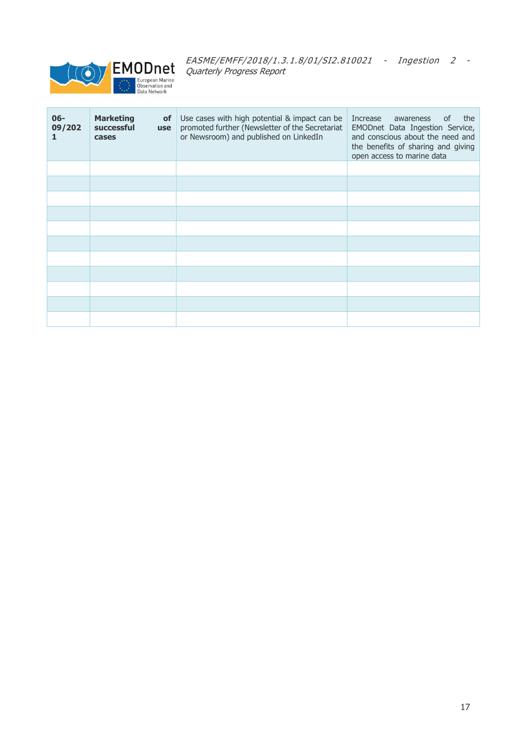| 06-09/2021 | Marketing of successful use cases | Use cases with high potential & impact can be promoted further (Newsletter of the Secretariat or Newsroom) and published on LinkedIn | Increase awareness of the EMODnet Data Ingestion Service, and conscious about the need and the benefits of sharing and giving open access to marine data |
|---|---|---|---|
| | | | |
| | | | |
| | | | |
| | | | |
| | | | |
| | | | |
| | | | |
| | | | |
| | | | |
| | | | |
| | | | |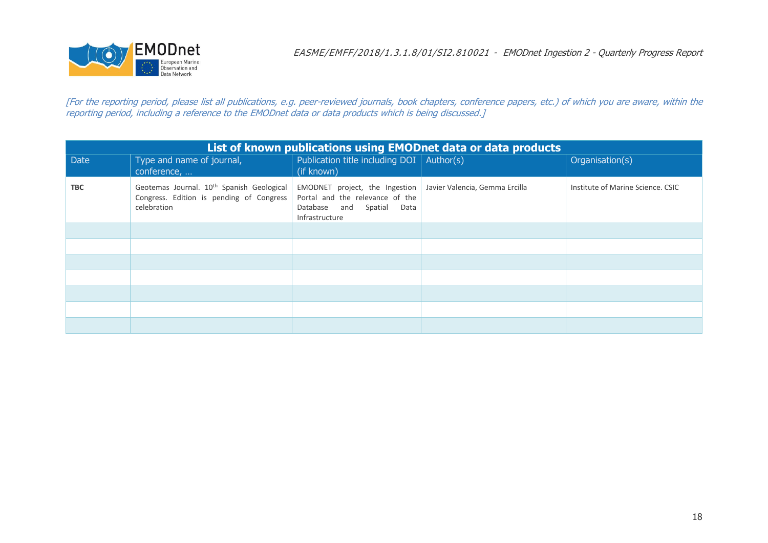*[For the reporting period, please list all publications, e.g. peer-reviewed journals, book chapters, conference papers, etc.) of which you are aware, within the reporting period, including a reference to the EMODnet data or data products which is being discussed.]*

| List of known publications using EMODnet data or data products | | | | |
|---|---|---|---|---|
| Date | Type and name of journal, conference, … | Publication title including DOI (if known) | Author(s) | Organisation(s) |
| **TBC** | Geotemas Journal. 10th Spanish Geological Congress. Edition is pending of Congress celebration | EMODNET project, the Ingestion Portal and the relevance of the Database and Spatial Data Infrastructure | Javier Valencia, Gemma Ercilla | Institute of Marine Science. CSIC |
| | | | | |
| | | | | |
| | | | | |
| | | | | |
| | | | | |
| | | | | |
| | | | | |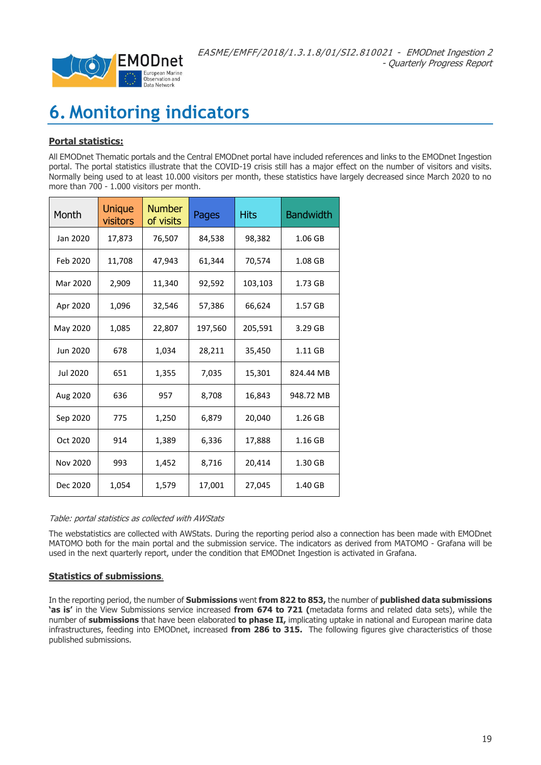# 6. Monitoring indicators

**Portal statistics:**

All EMODnet Thematic portals and the Central EMODnet portal have included references and links to the EMODnet Ingestion portal. The portal statistics illustrate that the COVID-19 crisis still has a major effect on the number of visitors and visits. Normally being used to at least 10.000 visitors per month, these statistics have largely decreased since March 2020 to no more than 700 - 1.000 visitors per month.

| Month | Unique visitors | Number of visits | Pages | Hits | Bandwidth |
|---|---|---|---|---|---|
| Jan 2020 | 17,873 | 76,507 | 84,538 | 98,382 | 1.06 GB |
| Feb 2020 | 11,708 | 47,943 | 61,344 | 70,574 | 1.08 GB |
| Mar 2020 | 2,909 | 11,340 | 92,592 | 103,103 | 1.73 GB |
| Apr 2020 | 1,096 | 32,546 | 57,386 | 66,624 | 1.57 GB |
| May 2020 | 1,085 | 22,807 | 197,560 | 205,591 | 3.29 GB |
| Jun 2020 | 678 | 1,034 | 28,211 | 35,450 | 1.11 GB |
| Jul 2020 | 651 | 1,355 | 7,035 | 15,301 | 824.44 MB |
| Aug 2020 | 636 | 957 | 8,708 | 16,843 | 948.72 MB |
| Sep 2020 | 775 | 1,250 | 6,879 | 20,040 | 1.26 GB |
| Oct 2020 | 914 | 1,389 | 6,336 | 17,888 | 1.16 GB |
| Nov 2020 | 993 | 1,452 | 8,716 | 20,414 | 1.30 GB |
| Dec 2020 | 1,054 | 1,579 | 17,001 | 27,045 | 1.40 GB |

*Table: portal statistics as collected with AWStats*

The webstatistics are collected with AWStats. During the reporting period also a connection has been made with EMODnet MATOMO both for the main portal and the submission service. The indicators as derived from MATOMO - Grafana will be used in the next quarterly report, under the condition that EMODnet Ingestion is activated in Grafana.

**Statistics of submissions.**

In the reporting period, the number of **Submissions** went **from 822 to 853,** the number of **published data submissions 'as is'** in the View Submissions service increased **from 674 to 721 (**metadata forms and related data sets), while the number of **submissions** that have been elaborated **to phase II,** implicating uptake in national and European marine data infrastructures, feeding into EMODnet, increased **from 286 to 315.** The following figures give characteristics of those published submissions.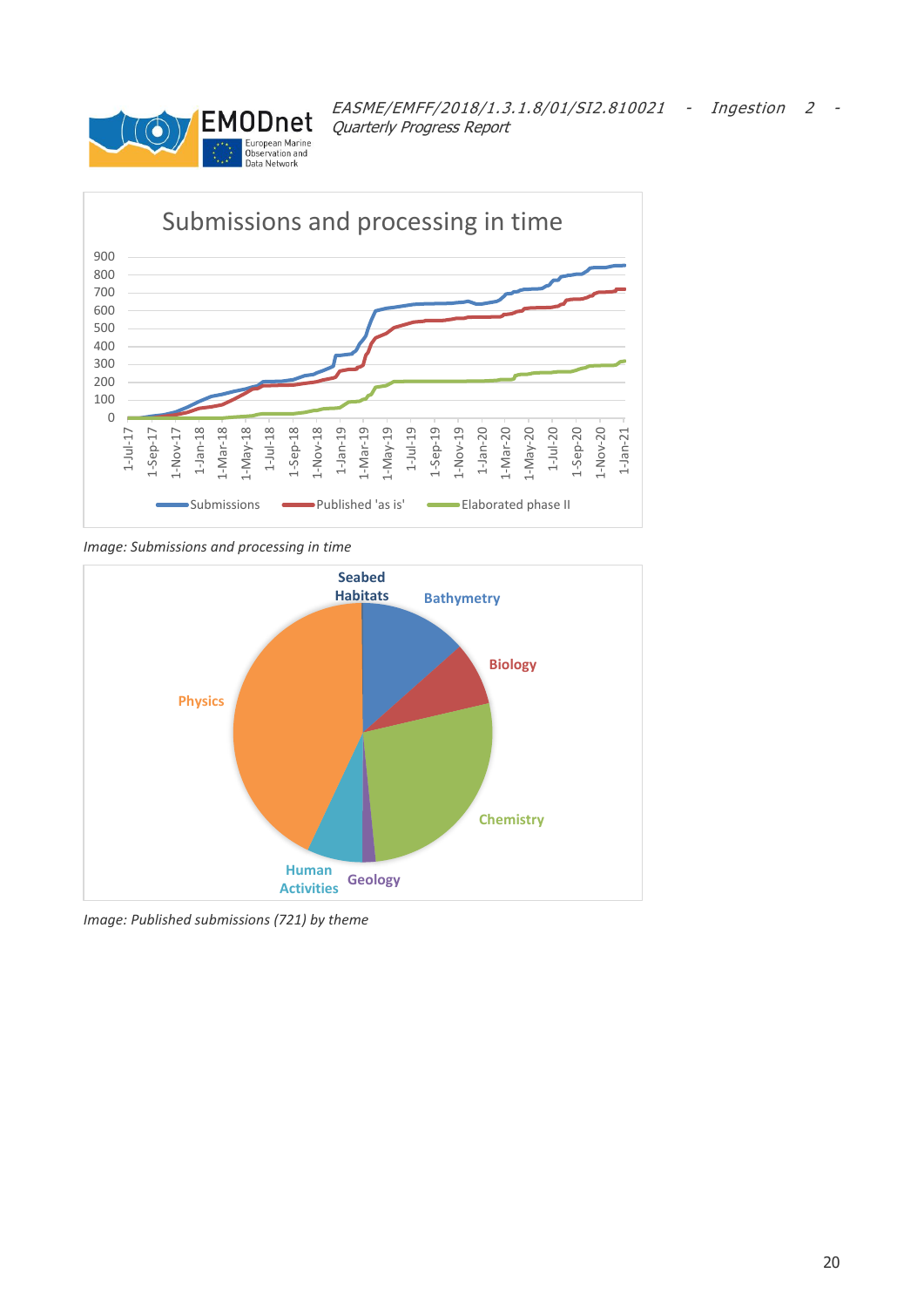Image: Submissions and processing in time

Image: Published submissions (721) by theme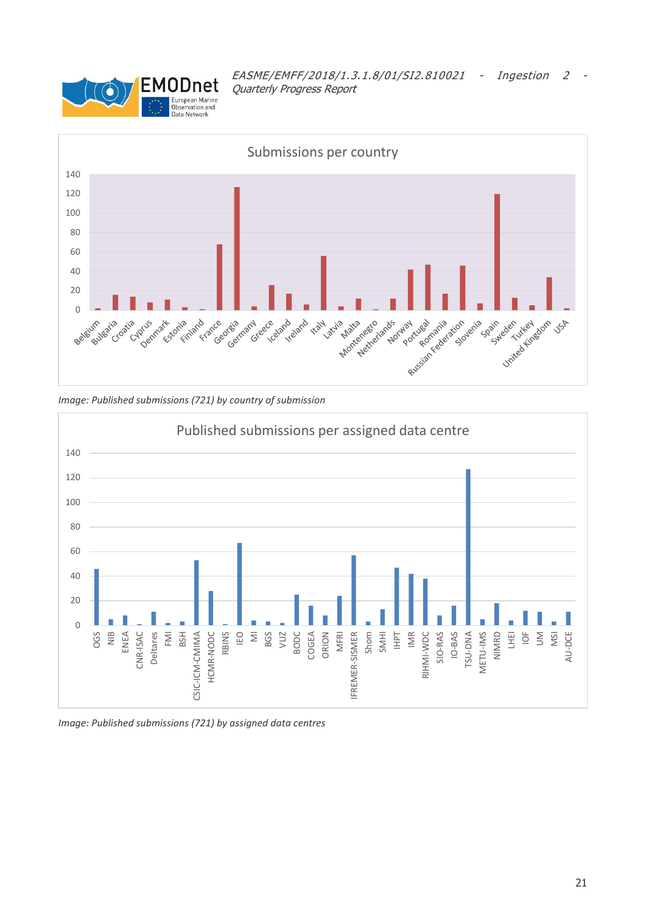Image: Published submissions (721) by country of submission

Image: Published submissions (721) by assigned data centres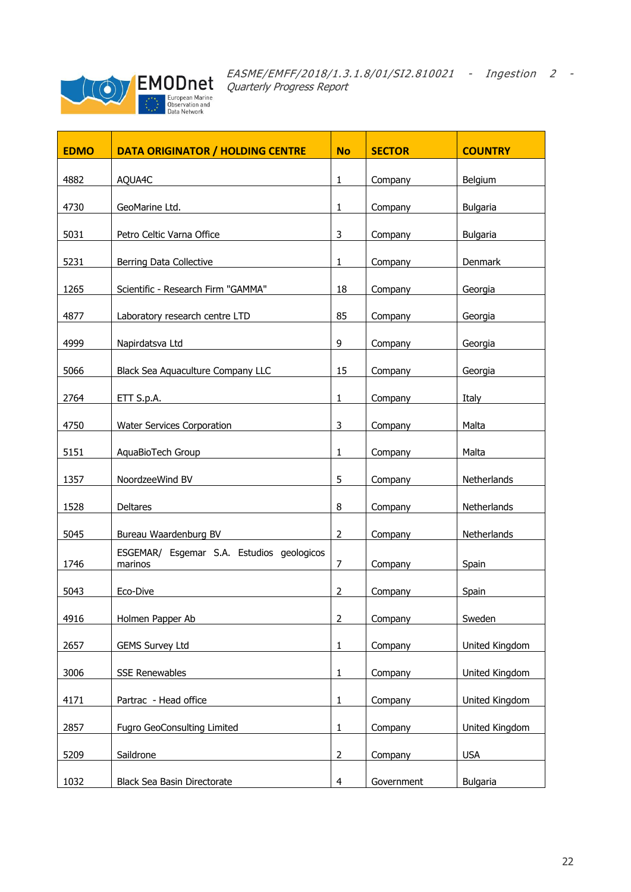| EDMO | DATA ORIGINATOR / HOLDING CENTRE | No | SECTOR | COUNTRY |
|---|---|---|---|---|
| 4882 | AQUA4C | 1 | Company | Belgium |
| 4730 | GeoMarine Ltd. | 1 | Company | Bulgaria |
| 5031 | Petro Celtic Varna Office | 3 | Company | Bulgaria |
| 5231 | Berring Data Collective | 1 | Company | Denmark |
| 1265 | Scientific - Research Firm "GAMMA" | 18 | Company | Georgia |
| 4877 | Laboratory research centre LTD | 85 | Company | Georgia |
| 4999 | Napirdatsva Ltd | 9 | Company | Georgia |
| 5066 | Black Sea Aquaculture Company LLC | 15 | Company | Georgia |
| 2764 | ETT S.p.A. | 1 | Company | Italy |
| 4750 | Water Services Corporation | 3 | Company | Malta |
| 5151 | AquaBioTech Group | 1 | Company | Malta |
| 1357 | NoordzeeWind BV | 5 | Company | Netherlands |
| 1528 | Deltares | 8 | Company | Netherlands |
| 5045 | Bureau Waardenburg BV | 2 | Company | Netherlands |
| 1746 | ESGEMAR/ Esgemar S.A. Estudios geologicos marinos | 7 | Company | Spain |
| 5043 | Eco-Dive | 2 | Company | Spain |
| 4916 | Holmen Papper Ab | 2 | Company | Sweden |
| 2657 | GEMS Survey Ltd | 1 | Company | United Kingdom |
| 3006 | SSE Renewables | 1 | Company | United Kingdom |
| 4171 | Partrac - Head office | 1 | Company | United Kingdom |
| 2857 | Fugro GeoConsulting Limited | 1 | Company | United Kingdom |
| 5209 | Saildrone | 2 | Company | USA |
| 1032 | Black Sea Basin Directorate | 4 | Government | Bulgaria |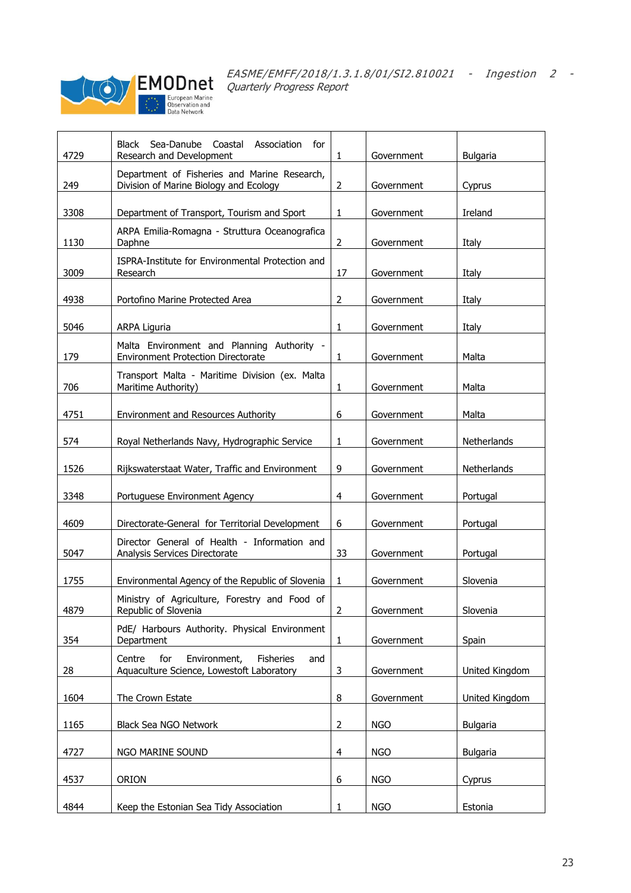| | | | | |
|---|---|---|---|---|
| 4729 | Black Sea-Danube Coastal Association for Research and Development | 1 | Government | Bulgaria |
| 249 | Department of Fisheries and Marine Research, Division of Marine Biology and Ecology | 2 | Government | Cyprus |
| 3308 | Department of Transport, Tourism and Sport | 1 | Government | Ireland |
| 1130 | ARPA Emilia-Romagna - Struttura Oceanografica Daphne | 2 | Government | Italy |
| 3009 | ISPRA-Institute for Environmental Protection and Research | 17 | Government | Italy |
| 4938 | Portofino Marine Protected Area | 2 | Government | Italy |
| 5046 | ARPA Liguria | 1 | Government | Italy |
| 179 | Malta Environment and Planning Authority - Environment Protection Directorate | 1 | Government | Malta |
| 706 | Transport Malta - Maritime Division (ex. Malta Maritime Authority) | 1 | Government | Malta |
| 4751 | Environment and Resources Authority | 6 | Government | Malta |
| 574 | Royal Netherlands Navy, Hydrographic Service | 1 | Government | Netherlands |
| 1526 | Rijkswaterstaat Water, Traffic and Environment | 9 | Government | Netherlands |
| 3348 | Portuguese Environment Agency | 4 | Government | Portugal |
| 4609 | Directorate-General for Territorial Development | 6 | Government | Portugal |
| 5047 | Director General of Health - Information and Analysis Services Directorate | 33 | Government | Portugal |
| 1755 | Environmental Agency of the Republic of Slovenia | 1 | Government | Slovenia |
| 4879 | Ministry of Agriculture, Forestry and Food of Republic of Slovenia | 2 | Government | Slovenia |
| 354 | PdE/ Harbours Authority. Physical Environment Department | 1 | Government | Spain |
| 28 | Centre for Environment, Fisheries and Aquaculture Science, Lowestoft Laboratory | 3 | Government | United Kingdom |
| 1604 | The Crown Estate | 8 | Government | United Kingdom |
| 1165 | Black Sea NGO Network | 2 | NGO | Bulgaria |
| 4727 | NGO MARINE SOUND | 4 | NGO | Bulgaria |
| 4537 | ORION | 6 | NGO | Cyprus |
| 4844 | Keep the Estonian Sea Tidy Association | 1 | NGO | Estonia |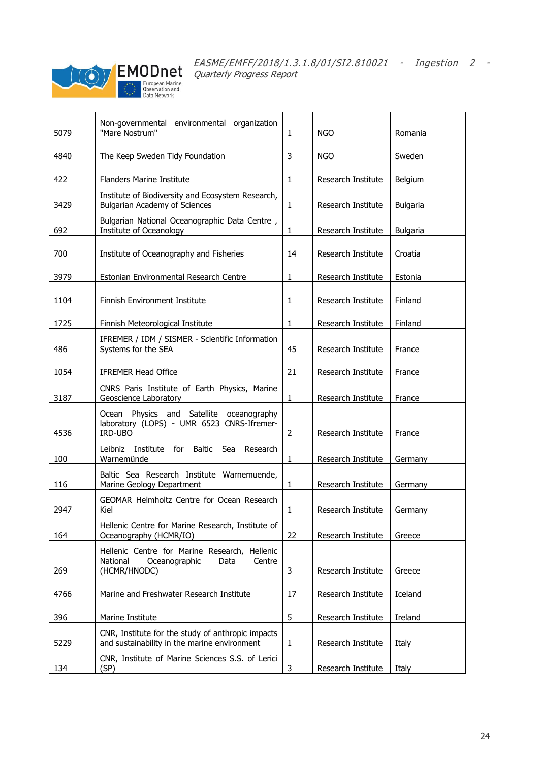| 5079 | Non-governmental environmental organization "Mare Nostrum" | 1 | NGO | Romania |
|---|---|---|---|---|
| 4840 | The Keep Sweden Tidy Foundation | 3 | NGO | Sweden |
| 422 | Flanders Marine Institute | 1 | Research Institute | Belgium |
| 3429 | Institute of Biodiversity and Ecosystem Research, Bulgarian Academy of Sciences | 1 | Research Institute | Bulgaria |
| 692 | Bulgarian National Oceanographic Data Centre , Institute of Oceanology | 1 | Research Institute | Bulgaria |
| 700 | Institute of Oceanography and Fisheries | 14 | Research Institute | Croatia |
| 3979 | Estonian Environmental Research Centre | 1 | Research Institute | Estonia |
| 1104 | Finnish Environment Institute | 1 | Research Institute | Finland |
| 1725 | Finnish Meteorological Institute | 1 | Research Institute | Finland |
| 486 | IFREMER / IDM / SISMER - Scientific Information Systems for the SEA | 45 | Research Institute | France |
| 1054 | IFREMER Head Office | 21 | Research Institute | France |
| 3187 | CNRS Paris Institute of Earth Physics, Marine Geoscience Laboratory | 1 | Research Institute | France |
| 4536 | Ocean Physics and Satellite oceanography laboratory (LOPS) - UMR 6523 CNRS-Ifremer-IRD-UBO | 2 | Research Institute | France |
| 100 | Leibniz Institute for Baltic Sea Research Warnemünde | 1 | Research Institute | Germany |
| 116 | Baltic Sea Research Institute Warnemuende, Marine Geology Department | 1 | Research Institute | Germany |
| 2947 | GEOMAR Helmholtz Centre for Ocean Research Kiel | 1 | Research Institute | Germany |
| 164 | Hellenic Centre for Marine Research, Institute of Oceanography (HCMR/IO) | 22 | Research Institute | Greece |
| 269 | Hellenic Centre for Marine Research, Hellenic National Oceanographic Data Centre (HCMR/HNODC) | 3 | Research Institute | Greece |
| 4766 | Marine and Freshwater Research Institute | 17 | Research Institute | Iceland |
| 396 | Marine Institute | 5 | Research Institute | Ireland |
| 5229 | CNR, Institute for the study of anthropic impacts and sustainability in the marine environment | 1 | Research Institute | Italy |
| 134 | CNR, Institute of Marine Sciences S.S. of Lerici (SP) | 3 | Research Institute | Italy |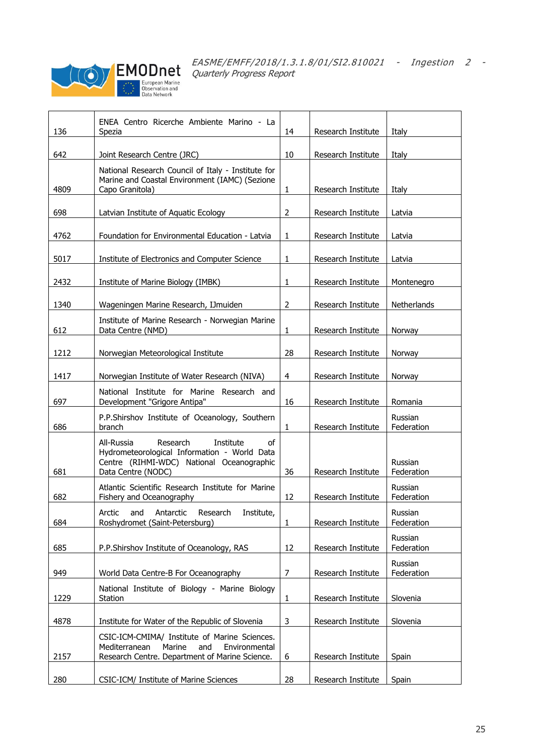| | | | | |
|---|---|---|---|---|
| 136 | ENEA Centro Ricerche Ambiente Marino - La Spezia | 14 | Research Institute | Italy |
| 642 | Joint Research Centre (JRC) | 10 | Research Institute | Italy |
| 4809 | National Research Council of Italy - Institute for Marine and Coastal Environment (IAMC) (Sezione Capo Granitola) | 1 | Research Institute | Italy |
| 698 | Latvian Institute of Aquatic Ecology | 2 | Research Institute | Latvia |
| 4762 | Foundation for Environmental Education - Latvia | 1 | Research Institute | Latvia |
| 5017 | Institute of Electronics and Computer Science | 1 | Research Institute | Latvia |
| 2432 | Institute of Marine Biology (IMBK) | 1 | Research Institute | Montenegro |
| 1340 | Wageningen Marine Research, IJmuiden | 2 | Research Institute | Netherlands |
| 612 | Institute of Marine Research - Norwegian Marine Data Centre (NMD) | 1 | Research Institute | Norway |
| 1212 | Norwegian Meteorological Institute | 28 | Research Institute | Norway |
| 1417 | Norwegian Institute of Water Research (NIVA) | 4 | Research Institute | Norway |
| 697 | National Institute for Marine Research and Development "Grigore Antipa" | 16 | Research Institute | Romania |
| 686 | P.P.Shirshov Institute of Oceanology, Southern branch | 1 | Research Institute | Russian Federation |
| 681 | All-Russia Research Institute of Hydrometeorological Information - World Data Centre (RIHMI-WDC) National Oceanographic Data Centre (NODC) | 36 | Research Institute | Russian Federation |
| 682 | Atlantic Scientific Research Institute for Marine Fishery and Oceanography | 12 | Research Institute | Russian Federation |
| 684 | Arctic and Antarctic Research Institute, Roshydromet (Saint-Petersburg) | 1 | Research Institute | Russian Federation |
| 685 | P.P.Shirshov Institute of Oceanology, RAS | 12 | Research Institute | Russian Federation |
| 949 | World Data Centre-B For Oceanography | 7 | Research Institute | Russian Federation |
| 1229 | National Institute of Biology - Marine Biology Station | 1 | Research Institute | Slovenia |
| 4878 | Institute for Water of the Republic of Slovenia | 3 | Research Institute | Slovenia |
| 2157 | CSIC-ICM-CMIMA/ Institute of Marine Sciences. Mediterranean Marine and Environmental Research Centre. Department of Marine Science. | 6 | Research Institute | Spain |
| 280 | CSIC-ICM/ Institute of Marine Sciences | 28 | Research Institute | Spain |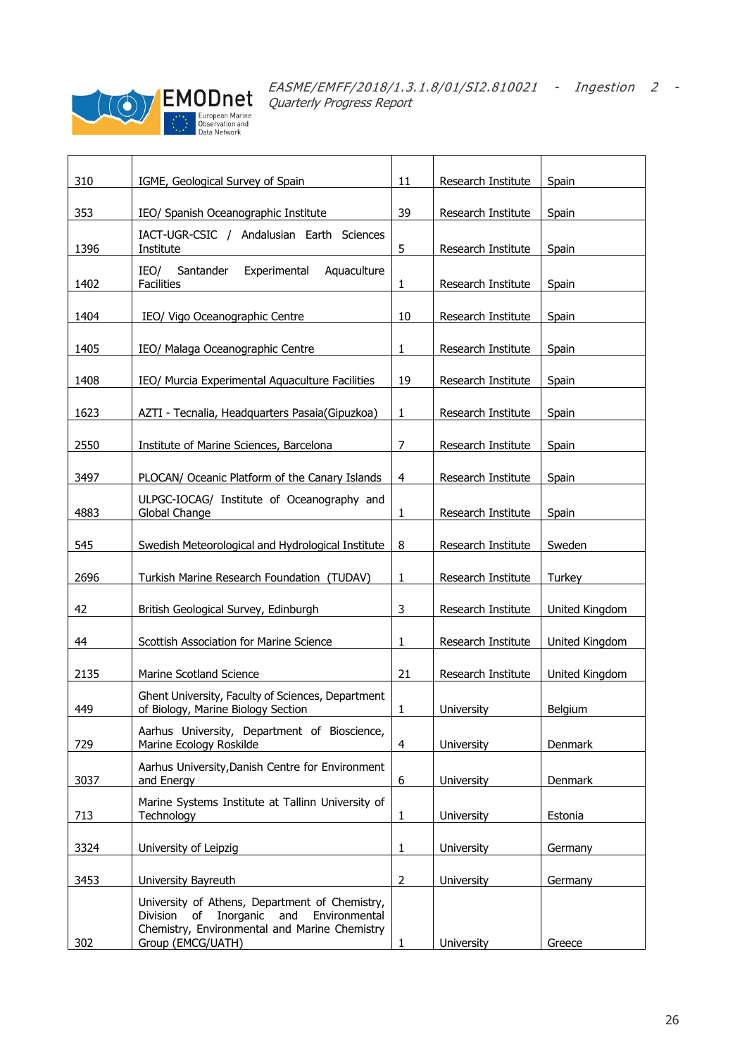| | | | | |
|---|---|---|---|---|
| 310 | IGME, Geological Survey of Spain | 11 | Research Institute | Spain |
| 353 | IEO/ Spanish Oceanographic Institute | 39 | Research Institute | Spain |
| 1396 | IACT-UGR-CSIC / Andalusian Earth Sciences Institute | 5 | Research Institute | Spain |
| 1402 | IEO/ Santander Experimental Aquaculture Facilities | 1 | Research Institute | Spain |
| 1404 | IEO/ Vigo Oceanographic Centre | 10 | Research Institute | Spain |
| 1405 | IEO/ Malaga Oceanographic Centre | 1 | Research Institute | Spain |
| 1408 | IEO/ Murcia Experimental Aquaculture Facilities | 19 | Research Institute | Spain |
| 1623 | AZTI - Tecnalia, Headquarters Pasaia(Gipuzkoa) | 1 | Research Institute | Spain |
| 2550 | Institute of Marine Sciences, Barcelona | 7 | Research Institute | Spain |
| 3497 | PLOCAN/ Oceanic Platform of the Canary Islands | 4 | Research Institute | Spain |
| 4883 | ULPGC-IOCAG/ Institute of Oceanography and Global Change | 1 | Research Institute | Spain |
| 545 | Swedish Meteorological and Hydrological Institute | 8 | Research Institute | Sweden |
| 2696 | Turkish Marine Research Foundation (TUDAV) | 1 | Research Institute | Turkey |
| 42 | British Geological Survey, Edinburgh | 3 | Research Institute | United Kingdom |
| 44 | Scottish Association for Marine Science | 1 | Research Institute | United Kingdom |
| 2135 | Marine Scotland Science | 21 | Research Institute | United Kingdom |
| 449 | Ghent University, Faculty of Sciences, Department of Biology, Marine Biology Section | 1 | University | Belgium |
| 729 | Aarhus University, Department of Bioscience, Marine Ecology Roskilde | 4 | University | Denmark |
| 3037 | Aarhus University,Danish Centre for Environment and Energy | 6 | University | Denmark |
| 713 | Marine Systems Institute at Tallinn University of Technology | 1 | University | Estonia |
| 3324 | University of Leipzig | 1 | University | Germany |
| 3453 | University Bayreuth | 2 | University | Germany |
| 302 | University of Athens, Department of Chemistry, Division of Inorganic and Environmental Chemistry, Environmental and Marine Chemistry Group (EMCG/UATH) | 1 | University | Greece |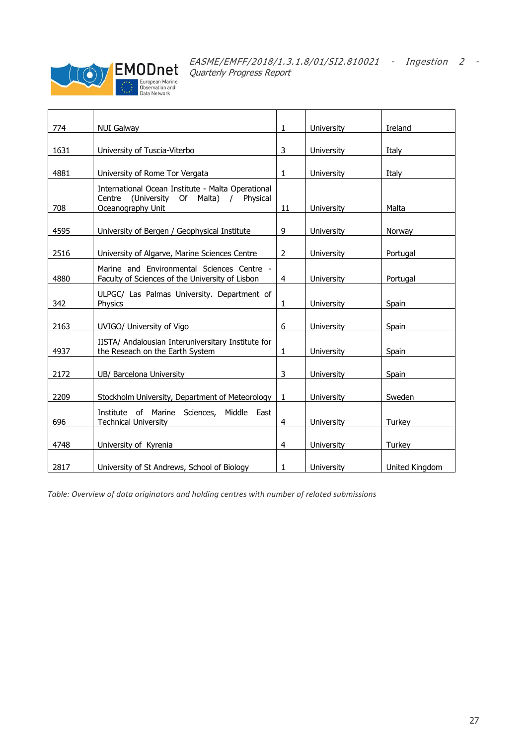| 774 | NUI Galway | 1 | University | Ireland |
|---|---|---|---|---|
| 1631 | University of Tuscia-Viterbo | 3 | University | Italy |
| 4881 | University of Rome Tor Vergata | 1 | University | Italy |
| 708 | International Ocean Institute - Malta Operational Centre (University Of Malta) / Physical Oceanography Unit | 11 | University | Malta |
| 4595 | University of Bergen / Geophysical Institute | 9 | University | Norway |
| 2516 | University of Algarve, Marine Sciences Centre | 2 | University | Portugal |
| 4880 | Marine and Environmental Sciences Centre - Faculty of Sciences of the University of Lisbon | 4 | University | Portugal |
| 342 | ULPGC/ Las Palmas University. Department of Physics | 1 | University | Spain |
| 2163 | UVIGO/ University of Vigo | 6 | University | Spain |
| 4937 | IISTA/ Andalousian Interuniversitary Institute for the Reseach on the Earth System | 1 | University | Spain |
| 2172 | UB/ Barcelona University | 3 | University | Spain |
| 2209 | Stockholm University, Department of Meteorology | 1 | University | Sweden |
| 696 | Institute of Marine Sciences, Middle East Technical University | 4 | University | Turkey |
| 4748 | University of Kyrenia | 4 | University | Turkey |
| 2817 | University of St Andrews, School of Biology | 1 | University | United Kingdom |

*Table: Overview of data originators and holding centres with number of related submissions*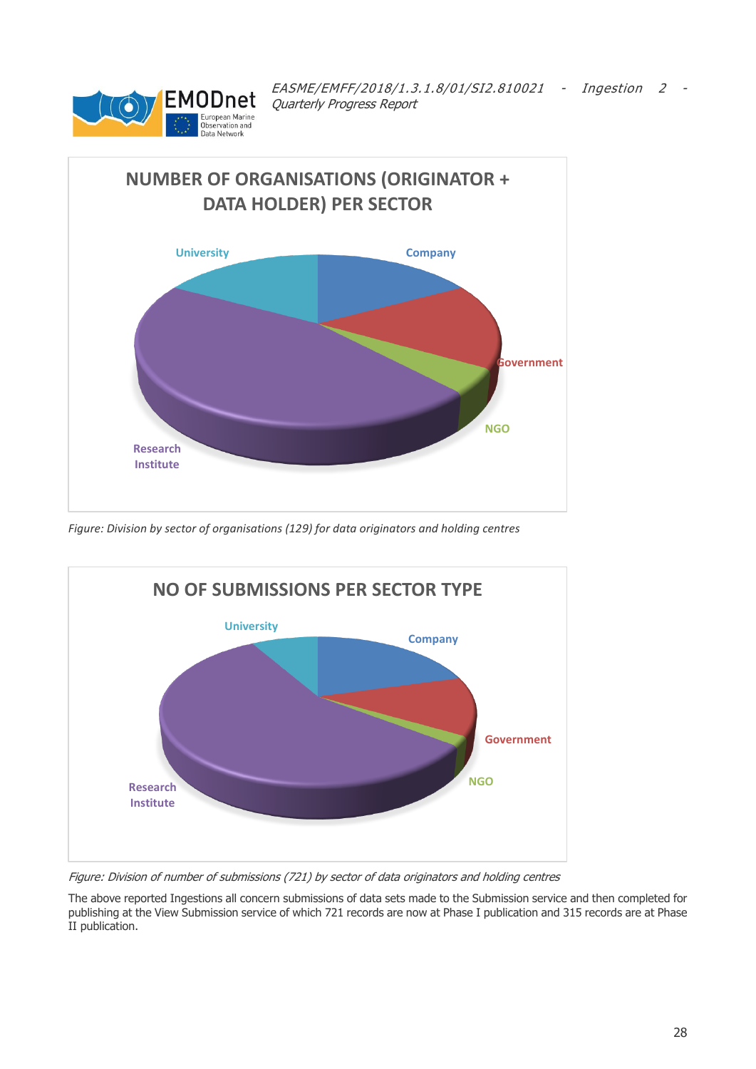NUMBER OF ORGANISATIONS (ORIGINATOR + DATA HOLDER) PER SECTOR

University

Company

Government

NGO

Research Institute

*Figure: Division by sector of organisations (129) for data originators and holding centres*

NO OF SUBMISSIONS PER SECTOR TYPE

University

Company

Government

NGO

Research Institute

*Figure: Division of number of submissions (721) by sector of data originators and holding centres*

The above reported Ingestions all concern submissions of data sets made to the Submission service and then completed for publishing at the View Submission service of which 721 records are now at Phase I publication and 315 records are at Phase II publication.